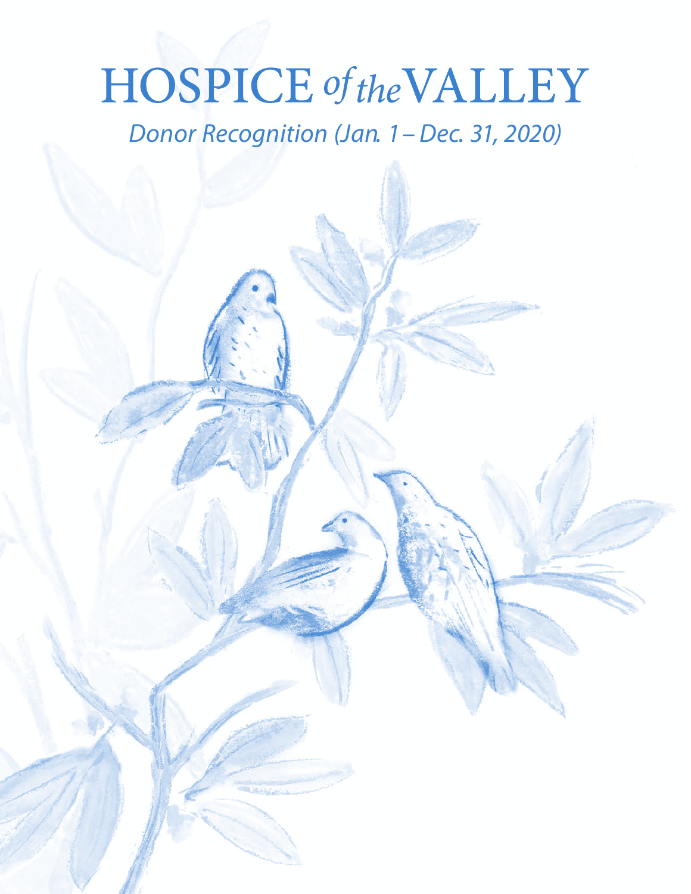# HOSPICE *of the* VALLEY

*Donor Recognition (Jan. 1 – Dec. 31, 2020)*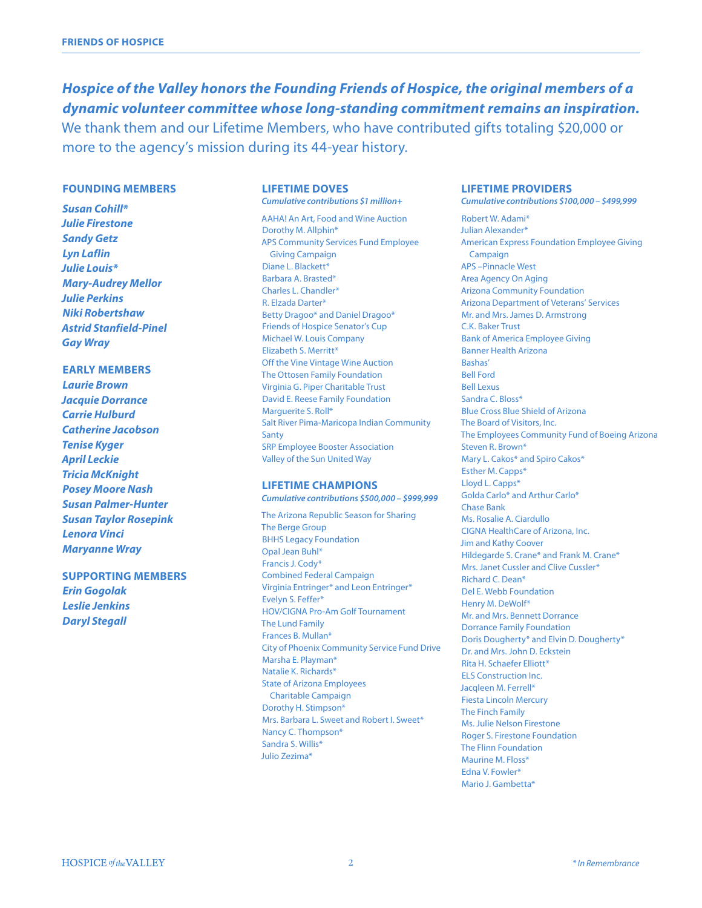**FRIENDS OF HOSPICE**

***Hospice of the Valley honors the Founding Friends of Hospice, the original members of a dynamic volunteer committee whose long-standing commitment remains an inspiration.*** We thank them and our Lifetime Members, who have contributed gifts totaling $20,000 or more to the agency's mission during its 44-year history.

## FOUNDING MEMBERS

***Susan Cohill****
***Julie Firestone***
***Sandy Getz***
***Lyn Laflin***
***Julie Louis****
***Mary-Audrey Mellor***
***Julie Perkins***
***Niki Robertshaw***
***Astrid Stanfield-Pinel***
***Gay Wray***

## EARLY MEMBERS

***Laurie Brown***
***Jacquie Dorrance***
***Carrie Hulburd***
***Catherine Jacobson***
***Tenise Kyger***
***April Leckie***
***Tricia McKnight***
***Posey Moore Nash***
***Susan Palmer-Hunter***
***Susan Taylor Rosepink***
***Lenora Vinci***
***Maryanne Wray***

## SUPPORTING MEMBERS

***Erin Gogolak***
***Leslie Jenkins***
***Daryl Stegall***

## LIFETIME DOVES

*Cumulative contributions $1 million+*

AAHA! An Art, Food and Wine Auction
Dorothy M. Allphin*
APS Community Services Fund Employee Giving Campaign
Diane L. Blackett*
Barbara A. Brasted*
Charles L. Chandler*
R. Elzada Darter*
Betty Dragoo* and Daniel Dragoo*
Friends of Hospice Senator's Cup
Michael W. Louis Company
Elizabeth S. Merritt*
Off the Vine Vintage Wine Auction
The Ottosen Family Foundation
Virginia G. Piper Charitable Trust
David E. Reese Family Foundation
Marguerite S. Roll*
Salt River Pima-Maricopa Indian Community
Santy
SRP Employee Booster Association
Valley of the Sun United Way

## LIFETIME CHAMPIONS

*Cumulative contributions $500,000 – $999,999*

The Arizona Republic Season for Sharing
The Berge Group
BHHS Legacy Foundation
Opal Jean Buhl*
Francis J. Cody*
Combined Federal Campaign
Virginia Entringer* and Leon Entringer*
Evelyn S. Feffer*
HOV/CIGNA Pro-Am Golf Tournament
The Lund Family
Frances B. Mullan*
City of Phoenix Community Service Fund Drive
Marsha E. Playman*
Natalie K. Richards*
State of Arizona Employees Charitable Campaign
Dorothy H. Stimpson*
Mrs. Barbara L. Sweet and Robert I. Sweet*
Nancy C. Thompson*
Sandra S. Willis*
Julio Zezima*

## LIFETIME PROVIDERS

*Cumulative contributions $100,000 – $499,999*

Robert W. Adami*
Julian Alexander*
American Express Foundation Employee Giving Campaign
APS –Pinnacle West
Area Agency On Aging
Arizona Community Foundation
Arizona Department of Veterans' Services
Mr. and Mrs. James D. Armstrong
C.K. Baker Trust
Bank of America Employee Giving
Banner Health Arizona
Bashas'
Bell Ford
Bell Lexus
Sandra C. Bloss*
Blue Cross Blue Shield of Arizona
The Board of Visitors, Inc.
The Employees Community Fund of Boeing Arizona
Steven R. Brown*
Mary L. Cakos* and Spiro Cakos*
Esther M. Capps*
Lloyd L. Capps*
Golda Carlo* and Arthur Carlo*
Chase Bank
Ms. Rosalie A. Ciardullo
CIGNA HealthCare of Arizona, Inc.
Jim and Kathy Coover
Hildegarde S. Crane* and Frank M. Crane*
Mrs. Janet Cussler and Clive Cussler*
Richard C. Dean*
Del E. Webb Foundation
Henry M. DeWolf*
Mr. and Mrs. Bennett Dorrance
Dorrance Family Foundation
Doris Dougherty* and Elvin D. Dougherty*
Dr. and Mrs. John D. Eckstein
Rita H. Schaefer Elliott*
ELS Construction Inc.
Jacqleen M. Ferrell*
Fiesta Lincoln Mercury
The Finch Family
Ms. Julie Nelson Firestone
Roger S. Firestone Foundation
The Flinn Foundation
Maurine M. Floss*
Edna V. Fowler*
Mario J. Gambetta*

*\* In Remembrance*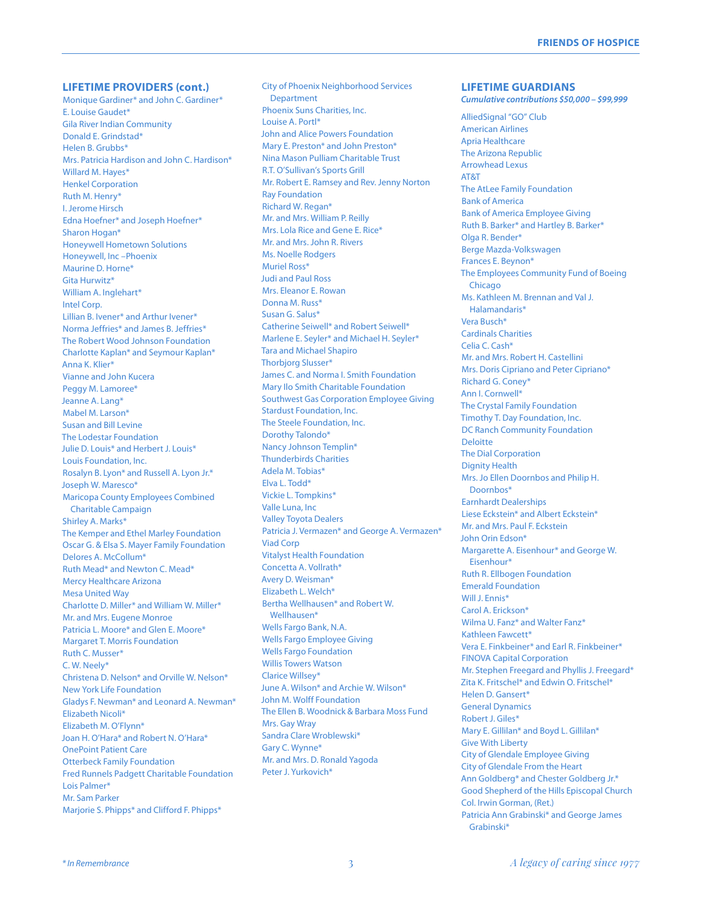## LIFETIME PROVIDERS (cont.)

Monique Gardiner* and John C. Gardiner*
E. Louise Gaudet*
Gila River Indian Community
Donald E. Grindstad*
Helen B. Grubbs*
Mrs. Patricia Hardison and John C. Hardison*
Willard M. Hayes*
Henkel Corporation
Ruth M. Henry*
I. Jerome Hirsch
Edna Hoefner* and Joseph Hoefner*
Sharon Hogan*
Honeywell Hometown Solutions
Honeywell, Inc –Phoenix
Maurine D. Horne*
Gita Hurwitz*
William A. Inglehart*
Intel Corp.
Lillian B. Ivener* and Arthur Ivener*
Norma Jeffries* and James B. Jeffries*
The Robert Wood Johnson Foundation
Charlotte Kaplan* and Seymour Kaplan*
Anna K. Klier*
Vianne and John Kucera
Peggy M. Lamoree*
Jeanne A. Lang*
Mabel M. Larson*
Susan and Bill Levine
The Lodestar Foundation
Julie D. Louis* and Herbert J. Louis*
Louis Foundation, Inc.
Rosalyn B. Lyon* and Russell A. Lyon Jr.*
Joseph W. Maresco*
Maricopa County Employees Combined Charitable Campaign
Shirley A. Marks*
The Kemper and Ethel Marley Foundation
Oscar G. & Elsa S. Mayer Family Foundation
Delores A. McCollum*
Ruth Mead* and Newton C. Mead*
Mercy Healthcare Arizona
Mesa United Way
Charlotte D. Miller* and William W. Miller*
Mr. and Mrs. Eugene Monroe
Patricia L. Moore* and Glen E. Moore*
Margaret T. Morris Foundation
Ruth C. Musser*
C. W. Neely*
Christena D. Nelson* and Orville W. Nelson*
New York Life Foundation
Gladys F. Newman* and Leonard A. Newman*
Elizabeth Nicoli*
Elizabeth M. O'Flynn*
Joan H. O'Hara* and Robert N. O'Hara*
OnePoint Patient Care
Otterbeck Family Foundation
Fred Runnels Padgett Charitable Foundation
Lois Palmer*
Mr. Sam Parker
Marjorie S. Phipps* and Clifford F. Phipps*
City of Phoenix Neighborhood Services Department
Phoenix Suns Charities, Inc.
Louise A. Portl*
John and Alice Powers Foundation
Mary E. Preston* and John Preston*
Nina Mason Pulliam Charitable Trust
R.T. O'Sullivan's Sports Grill
Mr. Robert E. Ramsey and Rev. Jenny Norton
Ray Foundation
Richard W. Regan*
Mr. and Mrs. William P. Reilly
Mrs. Lola Rice and Gene E. Rice*
Mr. and Mrs. John R. Rivers
Ms. Noelle Rodgers
Muriel Ross*
Judi and Paul Ross
Mrs. Eleanor E. Rowan
Donna M. Russ*
Susan G. Salus*
Catherine Seiwell* and Robert Seiwell*
Marlene E. Seyler* and Michael H. Seyler*
Tara and Michael Shapiro
Thorbjorg Slusser*
James C. and Norma I. Smith Foundation
Mary Ilo Smith Charitable Foundation
Southwest Gas Corporation Employee Giving
Stardust Foundation, Inc.
The Steele Foundation, Inc.
Dorothy Talondo*
Nancy Johnson Templin*
Thunderbirds Charities
Adela M. Tobias*
Elva L. Todd*
Vickie L. Tompkins*
Valle Luna, Inc
Valley Toyota Dealers
Patricia J. Vermazen* and George A. Vermazen*
Viad Corp
Vitalyst Health Foundation
Concetta A. Vollrath*
Avery D. Weisman*
Elizabeth L. Welch*
Bertha Wellhausen* and Robert W. Wellhausen*
Wells Fargo Bank, N.A.
Wells Fargo Employee Giving
Wells Fargo Foundation
Willis Towers Watson
Clarice Willsey*
June A. Wilson* and Archie W. Wilson*
John M. Wolff Foundation
The Ellen B. Woodnick & Barbara Moss Fund
Mrs. Gay Wray
Sandra Clare Wroblewski*
Gary C. Wynne*
Mr. and Mrs. D. Ronald Yagoda
Peter J. Yurkovich*

## LIFETIME GUARDIANS

*Cumulative contributions $50,000 – $99,999*

AlliedSignal "GO" Club
American Airlines
Apria Healthcare
The Arizona Republic
Arrowhead Lexus
AT&T
The AtLee Family Foundation
Bank of America
Bank of America Employee Giving
Ruth B. Barker* and Hartley B. Barker*
Olga R. Bender*
Berge Mazda-Volkswagen
Frances E. Beynon*
The Employees Community Fund of Boeing Chicago
Ms. Kathleen M. Brennan and Val J. Halamandaris*
Vera Busch*
Cardinals Charities
Celia C. Cash*
Mr. and Mrs. Robert H. Castellini
Mrs. Doris Cipriano and Peter Cipriano*
Richard G. Coney*
Ann I. Cornwell*
The Crystal Family Foundation
Timothy T. Day Foundation, Inc.
DC Ranch Community Foundation
Deloitte
The Dial Corporation
Dignity Health
Mrs. Jo Ellen Doornbos and Philip H. Doornbos*
Earnhardt Dealerships
Liese Eckstein* and Albert Eckstein*
Mr. and Mrs. Paul F. Eckstein
John Orin Edson*
Margarette A. Eisenhour* and George W. Eisenhour*
Ruth R. Ellbogen Foundation
Emerald Foundation
Will J. Ennis*
Carol A. Erickson*
Wilma U. Fanz* and Walter Fanz*
Kathleen Fawcett*
Vera E. Finkbeiner* and Earl R. Finkbeiner*
FINOVA Capital Corporation
Mr. Stephen Freegard and Phyllis J. Freegard*
Zita K. Fritschel* and Edwin O. Fritschel*
Helen D. Gansert*
General Dynamics
Robert J. Giles*
Mary E. Gillilan* and Boyd L. Gillilan*
Give With Liberty
City of Glendale Employee Giving
City of Glendale From the Heart
Ann Goldberg* and Chester Goldberg Jr.*
Good Shepherd of the Hills Episcopal Church
Col. Irwin Gorman, (Ret.)
Patricia Ann Grabinski* and George James Grabinski*

*\* In Remembrance*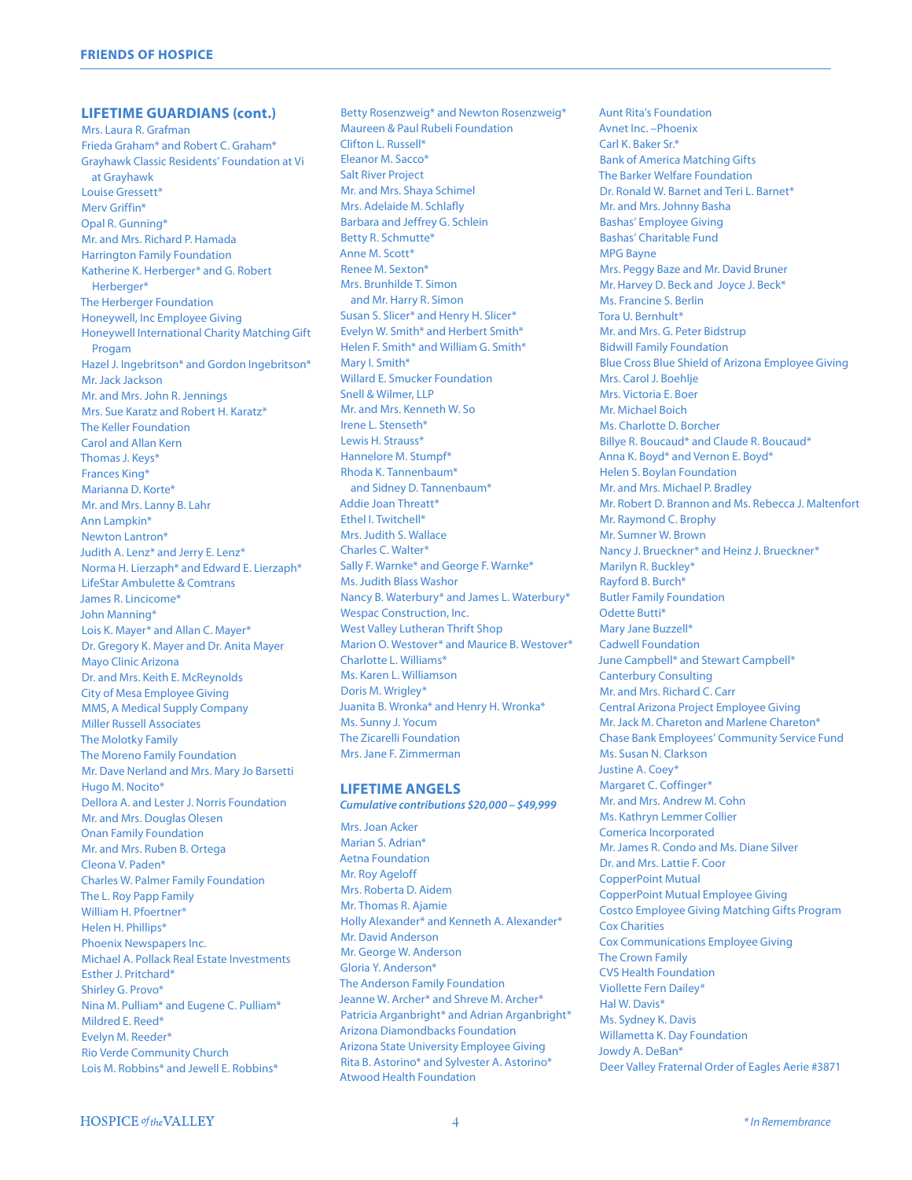## LIFETIME GUARDIANS (cont.)

Mrs. Laura R. Grafman
Frieda Graham* and Robert C. Graham*
Grayhawk Classic Residents' Foundation at Vi at Grayhawk
Louise Gressett*
Merv Griffin*
Opal R. Gunning*
Mr. and Mrs. Richard P. Hamada
Harrington Family Foundation
Katherine K. Herberger* and G. Robert Herberger*
The Herberger Foundation
Honeywell, Inc Employee Giving
Honeywell International Charity Matching Gift Progam
Hazel J. Ingebritson* and Gordon Ingebritson*
Mr. Jack Jackson
Mr. and Mrs. John R. Jennings
Mrs. Sue Karatz and Robert H. Karatz*
The Keller Foundation
Carol and Allan Kern
Thomas J. Keys*
Frances King*
Marianna D. Korte*
Mr. and Mrs. Lanny B. Lahr
Ann Lampkin*
Newton Lantron*
Judith A. Lenz* and Jerry E. Lenz*
Norma H. Lierzaph* and Edward E. Lierzaph*
LifeStar Ambulette & Comtrans
James R. Lincicome*
John Manning*
Lois K. Mayer* and Allan C. Mayer*
Dr. Gregory K. Mayer and Dr. Anita Mayer
Mayo Clinic Arizona
Dr. and Mrs. Keith E. McReynolds
City of Mesa Employee Giving
MMS, A Medical Supply Company
Miller Russell Associates
The Molotky Family
The Moreno Family Foundation
Mr. Dave Nerland and Mrs. Mary Jo Barsetti
Hugo M. Nocito*
Dellora A. and Lester J. Norris Foundation
Mr. and Mrs. Douglas Olesen
Onan Family Foundation
Mr. and Mrs. Ruben B. Ortega
Cleona V. Paden*
Charles W. Palmer Family Foundation
The L. Roy Papp Family
William H. Pfoertner*
Helen H. Phillips*
Phoenix Newspapers Inc.
Michael A. Pollack Real Estate Investments
Esther J. Pritchard*
Shirley G. Provo*
Nina M. Pulliam* and Eugene C. Pulliam*
Mildred E. Reed*
Evelyn M. Reeder*
Rio Verde Community Church
Lois M. Robbins* and Jewell E. Robbins*
Betty Rosenzweig* and Newton Rosenzweig*
Maureen & Paul Rubeli Foundation
Clifton L. Russell*
Eleanor M. Sacco*
Salt River Project
Mr. and Mrs. Shaya Schimel
Mrs. Adelaide M. Schlafly
Barbara and Jeffrey G. Schlein
Betty R. Schmutte*
Anne M. Scott*
Renee M. Sexton*
Mrs. Brunhilde T. Simon and Mr. Harry R. Simon
Susan S. Slicer* and Henry H. Slicer*
Evelyn W. Smith* and Herbert Smith*
Helen F. Smith* and William G. Smith*
Mary I. Smith*
Willard E. Smucker Foundation
Snell & Wilmer, LLP
Mr. and Mrs. Kenneth W. So
Irene L. Stenseth*
Lewis H. Strauss*
Hannelore M. Stumpf*
Rhoda K. Tannenbaum* and Sidney D. Tannenbaum*
Addie Joan Threatt*
Ethel I. Twitchell*
Mrs. Judith S. Wallace
Charles C. Walter*
Sally F. Warnke* and George F. Warnke*
Ms. Judith Blass Washor
Nancy B. Waterbury* and James L. Waterbury*
Wespac Construction, Inc.
West Valley Lutheran Thrift Shop
Marion O. Westover* and Maurice B. Westover*
Charlotte L. Williams*
Ms. Karen L. Williamson
Doris M. Wrigley*
Juanita B. Wronka* and Henry H. Wronka*
Ms. Sunny J. Yocum
The Zicarelli Foundation
Mrs. Jane F. Zimmerman

## LIFETIME ANGELS

*Cumulative contributions $20,000 – $49,999*

Mrs. Joan Acker
Marian S. Adrian*
Aetna Foundation
Mr. Roy Ageloff
Mrs. Roberta D. Aidem
Mr. Thomas R. Ajamie
Holly Alexander* and Kenneth A. Alexander*
Mr. David Anderson
Mr. George W. Anderson
Gloria Y. Anderson*
The Anderson Family Foundation
Jeanne W. Archer* and Shreve M. Archer*
Patricia Arganbright* and Adrian Arganbright*
Arizona Diamondbacks Foundation
Arizona State University Employee Giving
Rita B. Astorino* and Sylvester A. Astorino*
Atwood Health Foundation
Aunt Rita's Foundation
Avnet Inc. –Phoenix
Carl K. Baker Sr.*
Bank of America Matching Gifts
The Barker Welfare Foundation
Dr. Ronald W. Barnet and Teri L. Barnet*
Mr. and Mrs. Johnny Basha
Bashas' Employee Giving
Bashas' Charitable Fund
MPG Bayne
Mrs. Peggy Baze and Mr. David Bruner
Mr. Harvey D. Beck and Joyce J. Beck*
Ms. Francine S. Berlin
Tora U. Bernhult*
Mr. and Mrs. G. Peter Bidstrup
Bidwill Family Foundation
Blue Cross Blue Shield of Arizona Employee Giving
Mrs. Carol J. Boehlje
Mrs. Victoria E. Boer
Mr. Michael Boich
Ms. Charlotte D. Borcher
Billye R. Boucaud* and Claude R. Boucaud*
Anna K. Boyd* and Vernon E. Boyd*
Helen S. Boylan Foundation
Mr. and Mrs. Michael P. Bradley
Mr. Robert D. Brannon and Ms. Rebecca J. Maltenfort
Mr. Raymond C. Brophy
Mr. Sumner W. Brown
Nancy J. Brueckner* and Heinz J. Brueckner*
Marilyn R. Buckley*
Rayford B. Burch*
Butler Family Foundation
Odette Butti*
Mary Jane Buzzell*
Cadwell Foundation
June Campbell* and Stewart Campbell*
Canterbury Consulting
Mr. and Mrs. Richard C. Carr
Central Arizona Project Employee Giving
Mr. Jack M. Chareton and Marlene Chareton*
Chase Bank Employees' Community Service Fund
Ms. Susan N. Clarkson
Justine A. Coey*
Margaret C. Coffinger*
Mr. and Mrs. Andrew M. Cohn
Ms. Kathryn Lemmer Collier
Comerica Incorporated
Mr. James R. Condo and Ms. Diane Silver
Dr. and Mrs. Lattie F. Coor
CopperPoint Mutual
CopperPoint Mutual Employee Giving
Costco Employee Giving Matching Gifts Program
Cox Charities
Cox Communications Employee Giving
The Crown Family
CVS Health Foundation
Viollette Fern Dailey*
Hal W. Davis*
Ms. Sydney K. Davis
Willametta K. Day Foundation
Jowdy A. DeBan*
Deer Valley Fraternal Order of Eagles Aerie #3871

*\* In Remembrance*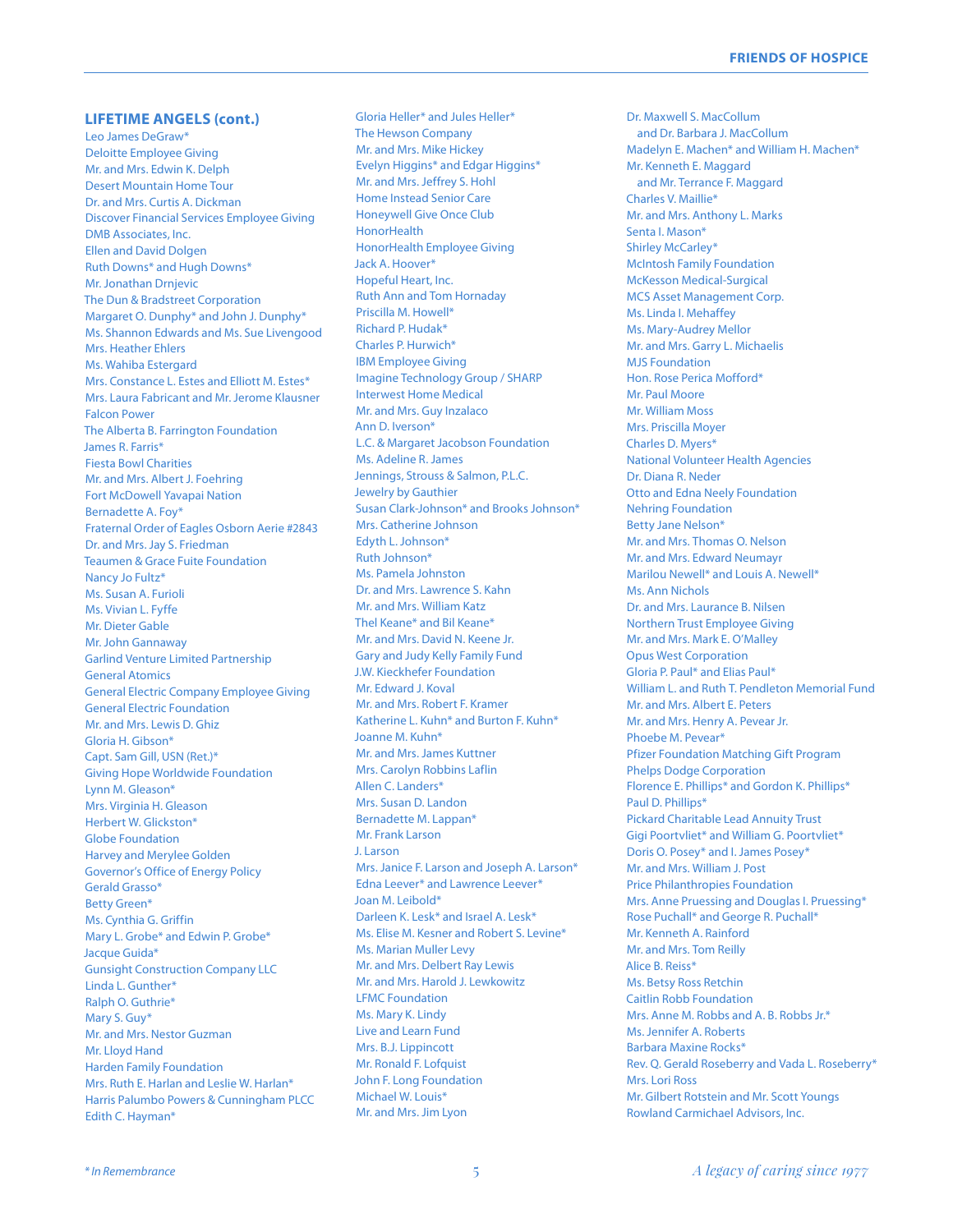## LIFETIME ANGELS (cont.)

Leo James DeGraw*
Deloitte Employee Giving
Mr. and Mrs. Edwin K. Delph
Desert Mountain Home Tour
Dr. and Mrs. Curtis A. Dickman
Discover Financial Services Employee Giving
DMB Associates, Inc.
Ellen and David Dolgen
Ruth Downs* and Hugh Downs*
Mr. Jonathan Drnjevic
The Dun & Bradstreet Corporation
Margaret O. Dunphy* and John J. Dunphy*
Ms. Shannon Edwards and Ms. Sue Livengood
Mrs. Heather Ehlers
Ms. Wahiba Estergard
Mrs. Constance L. Estes and Elliott M. Estes*
Mrs. Laura Fabricant and Mr. Jerome Klausner
Falcon Power
The Alberta B. Farrington Foundation
James R. Farris*
Fiesta Bowl Charities
Mr. and Mrs. Albert J. Foehring
Fort McDowell Yavapai Nation
Bernadette A. Foy*
Fraternal Order of Eagles Osborn Aerie #2843
Dr. and Mrs. Jay S. Friedman
Teaumen & Grace Fuite Foundation
Nancy Jo Fultz*
Ms. Susan A. Furioli
Ms. Vivian L. Fyffe
Mr. Dieter Gable
Mr. John Gannaway
Garlind Venture Limited Partnership
General Atomics
General Electric Company Employee Giving
General Electric Foundation
Mr. and Mrs. Lewis D. Ghiz
Gloria H. Gibson*
Capt. Sam Gill, USN (Ret.)*
Giving Hope Worldwide Foundation
Lynn M. Gleason*
Mrs. Virginia H. Gleason
Herbert W. Glickston*
Globe Foundation
Harvey and Merylee Golden
Governor's Office of Energy Policy
Gerald Grasso*
Betty Green*
Ms. Cynthia G. Griffin
Mary L. Grobe* and Edwin P. Grobe*
Jacque Guida*
Gunsight Construction Company LLC
Linda L. Gunther*
Ralph O. Guthrie*
Mary S. Guy*
Mr. and Mrs. Nestor Guzman
Mr. Lloyd Hand
Harden Family Foundation
Mrs. Ruth E. Harlan and Leslie W. Harlan*
Harris Palumbo Powers & Cunningham PLCC
Edith C. Hayman*
Gloria Heller* and Jules Heller*
The Hewson Company
Mr. and Mrs. Mike Hickey
Evelyn Higgins* and Edgar Higgins*
Mr. and Mrs. Jeffrey S. Hohl
Home Instead Senior Care
Honeywell Give Once Club
HonorHealth
HonorHealth Employee Giving
Jack A. Hoover*
Hopeful Heart, Inc.
Ruth Ann and Tom Hornaday
Priscilla M. Howell*
Richard P. Hudak*
Charles P. Hurwich*
IBM Employee Giving
Imagine Technology Group / SHARP
Interwest Home Medical
Mr. and Mrs. Guy Inzalaco
Ann D. Iverson*
L.C. & Margaret Jacobson Foundation
Ms. Adeline R. James
Jennings, Strouss & Salmon, P.L.C.
Jewelry by Gauthier
Susan Clark-Johnson* and Brooks Johnson*
Mrs. Catherine Johnson
Edyth L. Johnson*
Ruth Johnson*
Ms. Pamela Johnston
Dr. and Mrs. Lawrence S. Kahn
Mr. and Mrs. William Katz
Thel Keane* and Bil Keane*
Mr. and Mrs. David N. Keene Jr.
Gary and Judy Kelly Family Fund
J.W. Kieckhefer Foundation
Mr. Edward J. Koval
Mr. and Mrs. Robert F. Kramer
Katherine L. Kuhn* and Burton F. Kuhn*
Joanne M. Kuhn*
Mr. and Mrs. James Kuttner
Mrs. Carolyn Robbins Laflin
Allen C. Landers*
Mrs. Susan D. Landon
Bernadette M. Lappan*
Mr. Frank Larson
J. Larson
Mrs. Janice F. Larson and Joseph A. Larson*
Edna Leever* and Lawrence Leever*
Joan M. Leibold*
Darleen K. Lesk* and Israel A. Lesk*
Ms. Elise M. Kesner and Robert S. Levine*
Ms. Marian Muller Levy
Mr. and Mrs. Delbert Ray Lewis
Mr. and Mrs. Harold J. Lewkowitz
LFMC Foundation
Ms. Mary K. Lindy
Live and Learn Fund
Mrs. B.J. Lippincott
Mr. Ronald F. Lofquist
John F. Long Foundation
Michael W. Louis*
Mr. and Mrs. Jim Lyon
Dr. Maxwell S. MacCollum and Dr. Barbara J. MacCollum
Madelyn E. Machen* and William H. Machen*
Mr. Kenneth E. Maggard and Mr. Terrance F. Maggard
Charles V. Maillie*
Mr. and Mrs. Anthony L. Marks
Senta I. Mason*
Shirley McCarley*
McIntosh Family Foundation
McKesson Medical-Surgical
MCS Asset Management Corp.
Ms. Linda I. Mehaffey
Ms. Mary-Audrey Mellor
Mr. and Mrs. Garry L. Michaelis
MJS Foundation
Hon. Rose Perica Mofford*
Mr. Paul Moore
Mr. William Moss
Mrs. Priscilla Moyer
Charles D. Myers*
National Volunteer Health Agencies
Dr. Diana R. Neder
Otto and Edna Neely Foundation
Nehring Foundation
Betty Jane Nelson*
Mr. and Mrs. Thomas O. Nelson
Mr. and Mrs. Edward Neumayr
Marilou Newell* and Louis A. Newell*
Ms. Ann Nichols
Dr. and Mrs. Laurance B. Nilsen
Northern Trust Employee Giving
Mr. and Mrs. Mark E. O'Malley
Opus West Corporation
Gloria P. Paul* and Elias Paul*
William L. and Ruth T. Pendleton Memorial Fund
Mr. and Mrs. Albert E. Peters
Mr. and Mrs. Henry A. Pevear Jr.
Phoebe M. Pevear*
Pfizer Foundation Matching Gift Program
Phelps Dodge Corporation
Florence E. Phillips* and Gordon K. Phillips*
Paul D. Phillips*
Pickard Charitable Lead Annuity Trust
Gigi Poortvliet* and William G. Poortvliet*
Doris O. Posey* and I. James Posey*
Mr. and Mrs. William J. Post
Price Philanthropies Foundation
Mrs. Anne Pruessing and Douglas I. Pruessing*
Rose Puchall* and George R. Puchall*
Mr. Kenneth A. Rainford
Mr. and Mrs. Tom Reilly
Alice B. Reiss*
Ms. Betsy Ross Retchin
Caitlin Robb Foundation
Mrs. Anne M. Robbs and A. B. Robbs Jr.*
Ms. Jennifer A. Roberts
Barbara Maxine Rocks*
Rev. Q. Gerald Roseberry and Vada L. Roseberry*
Mrs. Lori Ross
Mr. Gilbert Rotstein and Mr. Scott Youngs
Rowland Carmichael Advisors, Inc.

*\* In Remembrance*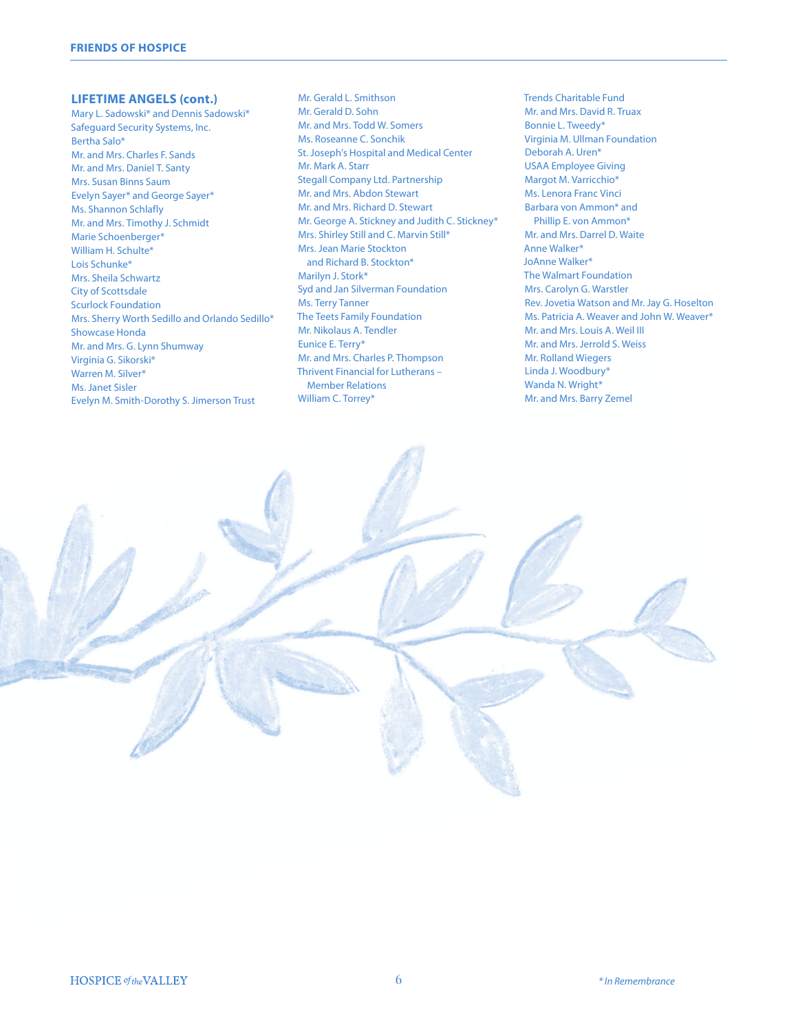## LIFETIME ANGELS (cont.)

Mary L. Sadowski* and Dennis Sadowski*
Safeguard Security Systems, Inc.
Bertha Salo*
Mr. and Mrs. Charles F. Sands
Mr. and Mrs. Daniel T. Santy
Mrs. Susan Binns Saum
Evelyn Sayer* and George Sayer*
Ms. Shannon Schlafly
Mr. and Mrs. Timothy J. Schmidt
Marie Schoenberger*
William H. Schulte*
Lois Schunke*
Mrs. Sheila Schwartz
City of Scottsdale
Scurlock Foundation
Mrs. Sherry Worth Sedillo and Orlando Sedillo*
Showcase Honda
Mr. and Mrs. G. Lynn Shumway
Virginia G. Sikorski*
Warren M. Silver*
Ms. Janet Sisler
Evelyn M. Smith-Dorothy S. Jimerson Trust
Mr. Gerald L. Smithson
Mr. Gerald D. Sohn
Mr. and Mrs. Todd W. Somers
Ms. Roseanne C. Sonchik
St. Joseph's Hospital and Medical Center
Mr. Mark A. Starr
Stegall Company Ltd. Partnership
Mr. and Mrs. Abdon Stewart
Mr. and Mrs. Richard D. Stewart
Mr. George A. Stickney and Judith C. Stickney*
Mrs. Shirley Still and C. Marvin Still*
Mrs. Jean Marie Stockton and Richard B. Stockton*
Marilyn J. Stork*
Syd and Jan Silverman Foundation
Ms. Terry Tanner
The Teets Family Foundation
Mr. Nikolaus A. Tendler
Eunice E. Terry*
Mr. and Mrs. Charles P. Thompson
Thrivent Financial for Lutherans – Member Relations
William C. Torrey*
Trends Charitable Fund
Mr. and Mrs. David R. Truax
Bonnie L. Tweedy*
Virginia M. Ullman Foundation
Deborah A. Uren*
USAA Employee Giving
Margot M. Varricchio*
Ms. Lenora Franc Vinci
Barbara von Ammon* and Phillip E. von Ammon*
Mr. and Mrs. Darrel D. Waite
Anne Walker*
JoAnne Walker*
The Walmart Foundation
Mrs. Carolyn G. Warstler
Rev. Jovetia Watson and Mr. Jay G. Hoselton
Ms. Patricia A. Weaver and John W. Weaver*
Mr. and Mrs. Louis A. Weil III
Mr. and Mrs. Jerrold S. Weiss
Mr. Rolland Wiegers
Linda J. Woodbury*
Wanda N. Wright*
Mr. and Mrs. Barry Zemel

*\* In Remembrance*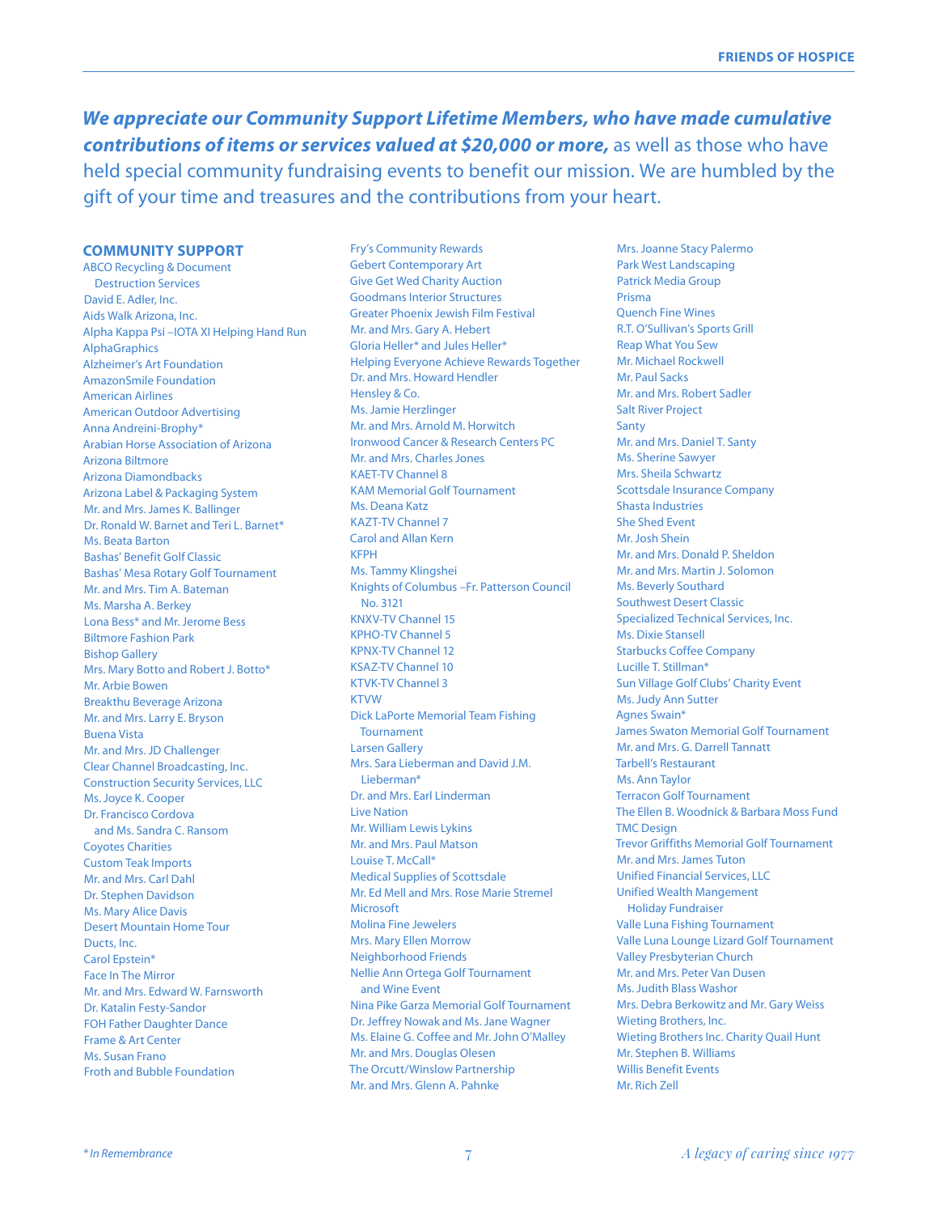***We appreciate our Community Support Lifetime Members, who have made cumulative contributions of items or services valued at $20,000 or more,*** as well as those who have held special community fundraising events to benefit our mission. We are humbled by the gift of your time and treasures and the contributions from your heart.

## COMMUNITY SUPPORT

ABCO Recycling & Document Destruction Services
David E. Adler, Inc.
Aids Walk Arizona, Inc.
Alpha Kappa Psi –IOTA XI Helping Hand Run
AlphaGraphics
Alzheimer's Art Foundation
AmazonSmile Foundation
American Airlines
American Outdoor Advertising
Anna Andreini-Brophy*
Arabian Horse Association of Arizona
Arizona Biltmore
Arizona Diamondbacks
Arizona Label & Packaging System
Mr. and Mrs. James K. Ballinger
Dr. Ronald W. Barnet and Teri L. Barnet*
Ms. Beata Barton
Bashas' Benefit Golf Classic
Bashas' Mesa Rotary Golf Tournament
Mr. and Mrs. Tim A. Bateman
Ms. Marsha A. Berkey
Lona Bess* and Mr. Jerome Bess
Biltmore Fashion Park
Bishop Gallery
Mrs. Mary Botto and Robert J. Botto*
Mr. Arbie Bowen
Breakthu Beverage Arizona
Mr. and Mrs. Larry E. Bryson
Buena Vista
Mr. and Mrs. JD Challenger
Clear Channel Broadcasting, Inc.
Construction Security Services, LLC
Ms. Joyce K. Cooper
Dr. Francisco Cordova and Ms. Sandra C. Ransom
Coyotes Charities
Custom Teak Imports
Mr. and Mrs. Carl Dahl
Dr. Stephen Davidson
Ms. Mary Alice Davis
Desert Mountain Home Tour
Ducts, Inc.
Carol Epstein*
Face In The Mirror
Mr. and Mrs. Edward W. Farnsworth
Dr. Katalin Festy-Sandor
FOH Father Daughter Dance
Frame & Art Center
Ms. Susan Frano
Froth and Bubble Foundation
Fry's Community Rewards
Gebert Contemporary Art
Give Get Wed Charity Auction
Goodmans Interior Structures
Greater Phoenix Jewish Film Festival
Mr. and Mrs. Gary A. Hebert
Gloria Heller* and Jules Heller*
Helping Everyone Achieve Rewards Together
Dr. and Mrs. Howard Hendler
Hensley & Co.
Ms. Jamie Herzlinger
Mr. and Mrs. Arnold M. Horwitch
Ironwood Cancer & Research Centers PC
Mr. and Mrs. Charles Jones
KAET-TV Channel 8
KAM Memorial Golf Tournament
Ms. Deana Katz
KAZT-TV Channel 7
Carol and Allan Kern
KFPH
Ms. Tammy Klingshei
Knights of Columbus –Fr. Patterson Council No. 3121
KNXV-TV Channel 15
KPHO-TV Channel 5
KPNX-TV Channel 12
KSAZ-TV Channel 10
KTVK-TV Channel 3
KTVW
Dick LaPorte Memorial Team Fishing Tournament
Larsen Gallery
Mrs. Sara Lieberman and David J.M. Lieberman*
Dr. and Mrs. Earl Linderman
Live Nation
Mr. William Lewis Lykins
Mr. and Mrs. Paul Matson
Louise T. McCall*
Medical Supplies of Scottsdale
Mr. Ed Mell and Mrs. Rose Marie Stremel
Microsoft
Molina Fine Jewelers
Mrs. Mary Ellen Morrow
Neighborhood Friends
Nellie Ann Ortega Golf Tournament and Wine Event
Nina Pike Garza Memorial Golf Tournament
Dr. Jeffrey Nowak and Ms. Jane Wagner
Ms. Elaine G. Coffee and Mr. John O'Malley
Mr. and Mrs. Douglas Olesen
The Orcutt/Winslow Partnership
Mr. and Mrs. Glenn A. Pahnke
Mrs. Joanne Stacy Palermo
Park West Landscaping
Patrick Media Group
Prisma
Quench Fine Wines
R.T. O'Sullivan's Sports Grill
Reap What You Sew
Mr. Michael Rockwell
Mr. Paul Sacks
Mr. and Mrs. Robert Sadler
Salt River Project
Santy
Mr. and Mrs. Daniel T. Santy
Ms. Sherine Sawyer
Mrs. Sheila Schwartz
Scottsdale Insurance Company
Shasta Industries
She Shed Event
Mr. Josh Shein
Mr. and Mrs. Donald P. Sheldon
Mr. and Mrs. Martin J. Solomon
Ms. Beverly Southard
Southwest Desert Classic
Specialized Technical Services, Inc.
Ms. Dixie Stansell
Starbucks Coffee Company
Lucille T. Stillman*
Sun Village Golf Clubs' Charity Event
Ms. Judy Ann Sutter
Agnes Swain*
James Swaton Memorial Golf Tournament
Mr. and Mrs. G. Darrell Tannatt
Tarbell's Restaurant
Ms. Ann Taylor
Terracon Golf Tournament
The Ellen B. Woodnick & Barbara Moss Fund
TMC Design
Trevor Griffiths Memorial Golf Tournament
Mr. and Mrs. James Tuton
Unified Financial Services, LLC
Unified Wealth Mangement Holiday Fundraiser
Valle Luna Fishing Tournament
Valle Luna Lounge Lizard Golf Tournament
Valley Presbyterian Church
Mr. and Mrs. Peter Van Dusen
Ms. Judith Blass Washor
Mrs. Debra Berkowitz and Mr. Gary Weiss
Wieting Brothers, Inc.
Wieting Brothers Inc. Charity Quail Hunt
Mr. Stephen B. Williams
Willis Benefit Events
Mr. Rich Zell

*\* In Remembrance*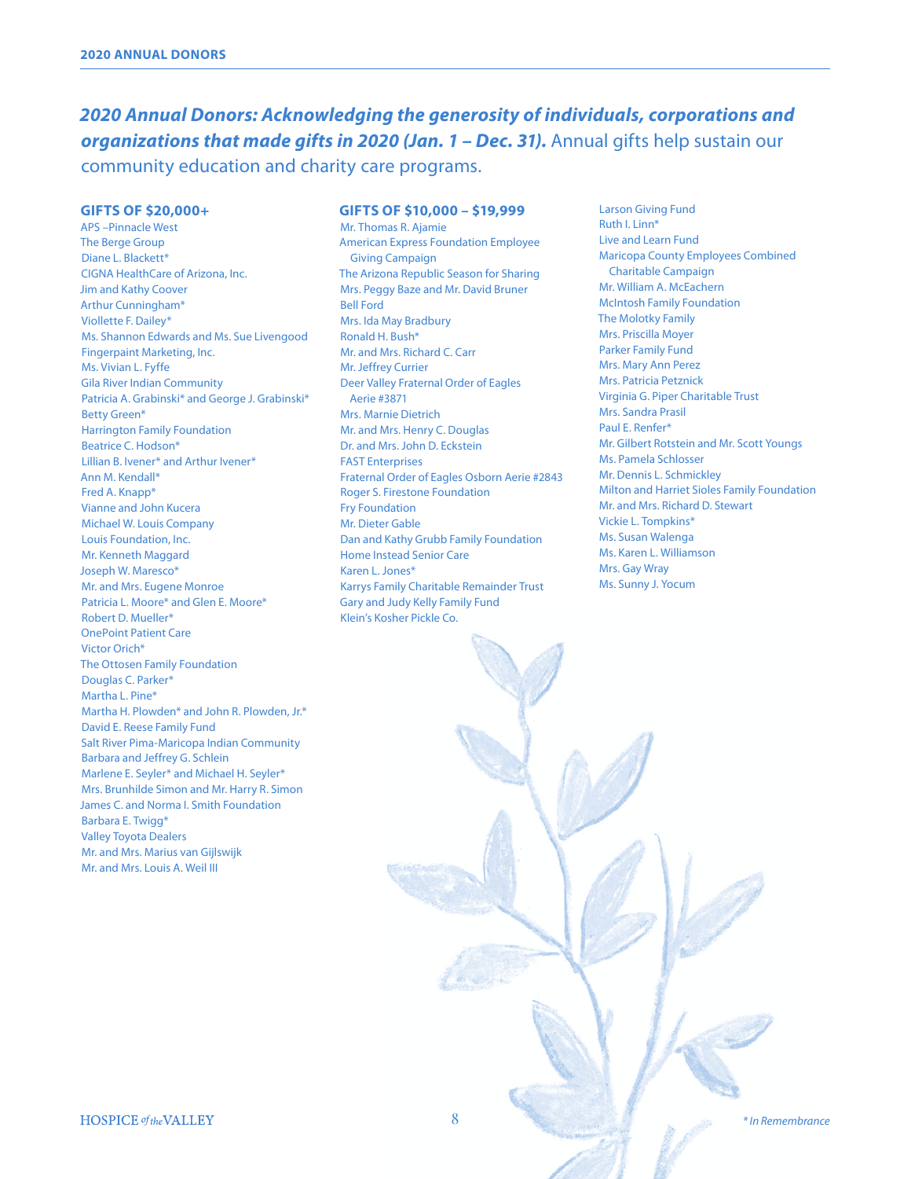***2020 Annual Donors: Acknowledging the generosity of individuals, corporations and organizations that made gifts in 2020 (Jan. 1 – Dec. 31).*** Annual gifts help sustain our community education and charity care programs.

### GIFTS OF $20,000+

APS –Pinnacle West
The Berge Group
Diane L. Blackett*
CIGNA HealthCare of Arizona, Inc.
Jim and Kathy Coover
Arthur Cunningham*
Viollette F. Dailey*
Ms. Shannon Edwards and Ms. Sue Livengood
Fingerpaint Marketing, Inc.
Ms. Vivian L. Fyffe
Gila River Indian Community
Patricia A. Grabinski* and George J. Grabinski*
Betty Green*
Harrington Family Foundation
Beatrice C. Hodson*
Lillian B. Ivener* and Arthur Ivener*
Ann M. Kendall*
Fred A. Knapp*
Vianne and John Kucera
Michael W. Louis Company
Louis Foundation, Inc.
Mr. Kenneth Maggard
Joseph W. Maresco*
Mr. and Mrs. Eugene Monroe
Patricia L. Moore* and Glen E. Moore*
Robert D. Mueller*
OnePoint Patient Care
Victor Orich*
The Ottosen Family Foundation
Douglas C. Parker*
Martha L. Pine*
Martha H. Plowden* and John R. Plowden, Jr.*
David E. Reese Family Fund
Salt River Pima-Maricopa Indian Community
Barbara and Jeffrey G. Schlein
Marlene E. Seyler* and Michael H. Seyler*
Mrs. Brunhilde Simon and Mr. Harry R. Simon
James C. and Norma I. Smith Foundation
Barbara E. Twigg*
Valley Toyota Dealers
Mr. and Mrs. Marius van Gijlswijk
Mr. and Mrs. Louis A. Weil III

### GIFTS OF $10,000 – $19,999

Mr. Thomas R. Ajamie
American Express Foundation Employee Giving Campaign
The Arizona Republic Season for Sharing
Mrs. Peggy Baze and Mr. David Bruner
Bell Ford
Mrs. Ida May Bradbury
Ronald H. Bush*
Mr. and Mrs. Richard C. Carr
Mr. Jeffrey Currier
Deer Valley Fraternal Order of Eagles Aerie #3871
Mrs. Marnie Dietrich
Mr. and Mrs. Henry C. Douglas
Dr. and Mrs. John D. Eckstein
FAST Enterprises
Fraternal Order of Eagles Osborn Aerie #2843
Roger S. Firestone Foundation
Fry Foundation
Mr. Dieter Gable
Dan and Kathy Grubb Family Foundation
Home Instead Senior Care
Karen L. Jones*
Karrys Family Charitable Remainder Trust
Gary and Judy Kelly Family Fund
Klein's Kosher Pickle Co.
Larson Giving Fund
Ruth I. Linn*
Live and Learn Fund
Maricopa County Employees Combined Charitable Campaign
Mr. William A. McEachern
McIntosh Family Foundation
The Molotky Family
Mrs. Priscilla Moyer
Parker Family Fund
Mrs. Mary Ann Perez
Mrs. Patricia Petznick
Virginia G. Piper Charitable Trust
Mrs. Sandra Prasil
Paul E. Renfer*
Mr. Gilbert Rotstein and Mr. Scott Youngs
Ms. Pamela Schlosser
Mr. Dennis L. Schmickley
Milton and Harriet Sioles Family Foundation
Mr. and Mrs. Richard D. Stewart
Vickie L. Tompkins*
Ms. Susan Walenga
Ms. Karen L. Williamson
Mrs. Gay Wray
Ms. Sunny J. Yocum

*\* In Remembrance*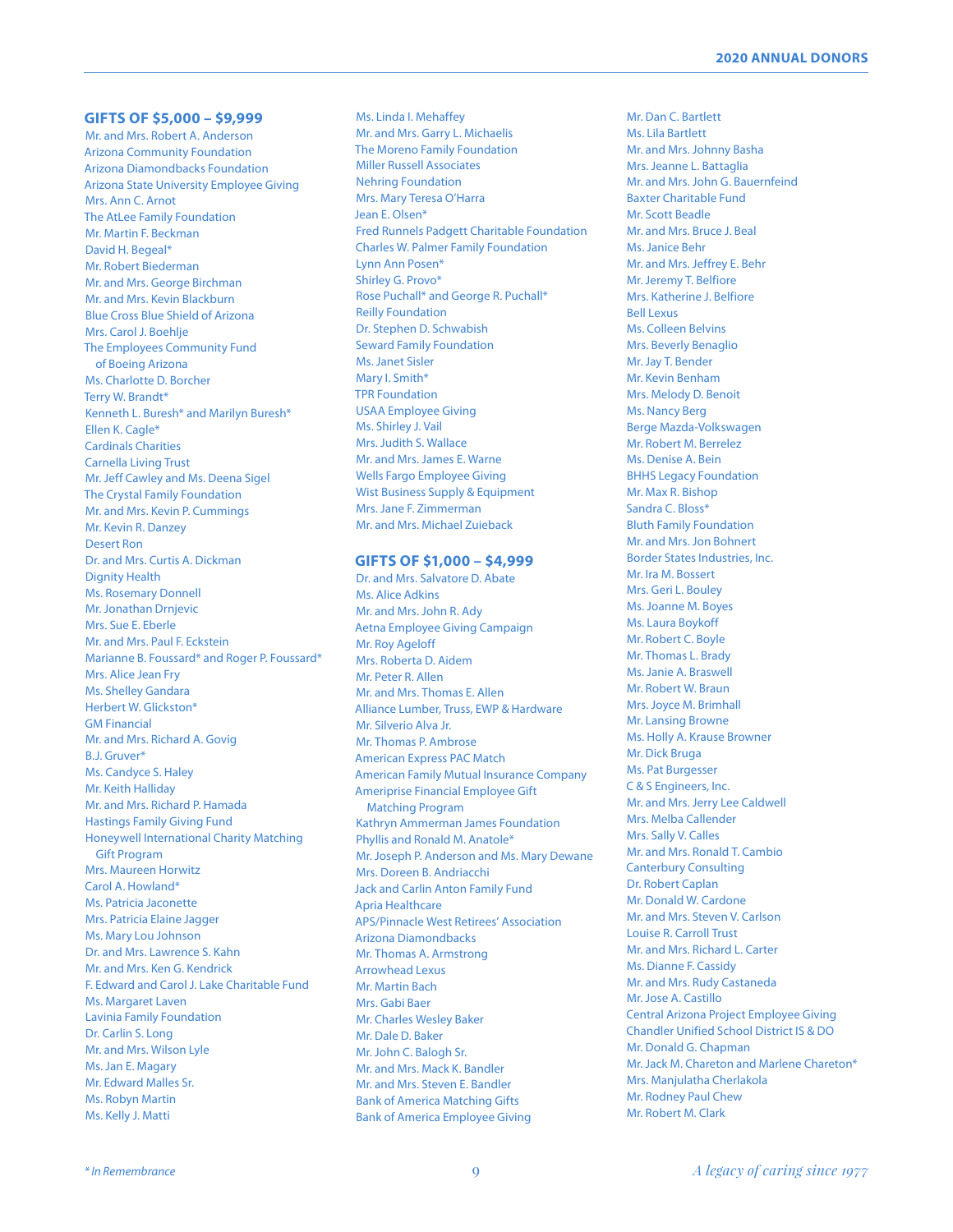## GIFTS OF $5,000 – $9,999

Mr. and Mrs. Robert A. Anderson
Arizona Community Foundation
Arizona Diamondbacks Foundation
Arizona State University Employee Giving
Mrs. Ann C. Arnot
The AtLee Family Foundation
Mr. Martin F. Beckman
David H. Begeal*
Mr. Robert Biederman
Mr. and Mrs. George Birchman
Mr. and Mrs. Kevin Blackburn
Blue Cross Blue Shield of Arizona
Mrs. Carol J. Boehlje
The Employees Community Fund of Boeing Arizona
Ms. Charlotte D. Borcher
Terry W. Brandt*
Kenneth L. Buresh* and Marilyn Buresh*
Ellen K. Cagle*
Cardinals Charities
Carnella Living Trust
Mr. Jeff Cawley and Ms. Deena Sigel
The Crystal Family Foundation
Mr. and Mrs. Kevin P. Cummings
Mr. Kevin R. Danzey
Desert Ron
Dr. and Mrs. Curtis A. Dickman
Dignity Health
Ms. Rosemary Donnell
Mr. Jonathan Drnjevic
Mrs. Sue E. Eberle
Mr. and Mrs. Paul F. Eckstein
Marianne B. Foussard* and Roger P. Foussard*
Mrs. Alice Jean Fry
Ms. Shelley Gandara
Herbert W. Glickston*
GM Financial
Mr. and Mrs. Richard A. Govig
B.J. Gruver*
Ms. Candyce S. Haley
Mr. Keith Halliday
Mr. and Mrs. Richard P. Hamada
Hastings Family Giving Fund
Honeywell International Charity Matching Gift Program
Mrs. Maureen Horwitz
Carol A. Howland*
Ms. Patricia Jaconette
Mrs. Patricia Elaine Jagger
Ms. Mary Lou Johnson
Dr. and Mrs. Lawrence S. Kahn
Mr. and Mrs. Ken G. Kendrick
F. Edward and Carol J. Lake Charitable Fund
Ms. Margaret Laven
Lavinia Family Foundation
Dr. Carlin S. Long
Mr. and Mrs. Wilson Lyle
Ms. Jan E. Magary
Mr. Edward Malles Sr.
Ms. Robyn Martin
Ms. Kelly J. Matti
Ms. Linda I. Mehaffey
Mr. and Mrs. Garry L. Michaelis
The Moreno Family Foundation
Miller Russell Associates
Nehring Foundation
Mrs. Mary Teresa O'Harra
Jean E. Olsen*
Fred Runnels Padgett Charitable Foundation
Charles W. Palmer Family Foundation
Lynn Ann Posen*
Shirley G. Provo*
Rose Puchall* and George R. Puchall*
Reilly Foundation
Dr. Stephen D. Schwabish
Seward Family Foundation
Ms. Janet Sisler
Mary I. Smith*
TPR Foundation
USAA Employee Giving
Ms. Shirley J. Vail
Mrs. Judith S. Wallace
Mr. and Mrs. James E. Warne
Wells Fargo Employee Giving
Wist Business Supply & Equipment
Mrs. Jane F. Zimmerman
Mr. and Mrs. Michael Zuieback

## GIFTS OF $1,000 – $4,999

Dr. and Mrs. Salvatore D. Abate
Ms. Alice Adkins
Mr. and Mrs. John R. Ady
Aetna Employee Giving Campaign
Mr. Roy Ageloff
Mrs. Roberta D. Aidem
Mr. Peter R. Allen
Mr. and Mrs. Thomas E. Allen
Alliance Lumber, Truss, EWP & Hardware
Mr. Silverio Alva Jr.
Mr. Thomas P. Ambrose
American Express PAC Match
American Family Mutual Insurance Company
Ameriprise Financial Employee Gift Matching Program
Kathryn Ammerman James Foundation
Phyllis and Ronald M. Anatole*
Mr. Joseph P. Anderson and Ms. Mary Dewane
Mrs. Doreen B. Andriacchi
Jack and Carlin Anton Family Fund
Apria Healthcare
APS/Pinnacle West Retirees' Association
Arizona Diamondbacks
Mr. Thomas A. Armstrong
Arrowhead Lexus
Mr. Martin Bach
Mrs. Gabi Baer
Mr. Charles Wesley Baker
Mr. Dale D. Baker
Mr. John C. Balogh Sr.
Mr. and Mrs. Mack K. Bandler
Mr. and Mrs. Steven E. Bandler
Bank of America Matching Gifts
Bank of America Employee Giving
Mr. Dan C. Bartlett
Ms. Lila Bartlett
Mr. and Mrs. Johnny Basha
Mrs. Jeanne L. Battaglia
Mr. and Mrs. John G. Bauernfeind
Baxter Charitable Fund
Mr. Scott Beadle
Mr. and Mrs. Bruce J. Beal
Ms. Janice Behr
Mr. and Mrs. Jeffrey E. Behr
Mr. Jeremy T. Belfiore
Mrs. Katherine J. Belfiore
Bell Lexus
Ms. Colleen Belvins
Mrs. Beverly Benaglio
Mr. Jay T. Bender
Mr. Kevin Benham
Mrs. Melody D. Benoit
Ms. Nancy Berg
Berge Mazda-Volkswagen
Mr. Robert M. Berrelez
Ms. Denise A. Bein
BHHS Legacy Foundation
Mr. Max R. Bishop
Sandra C. Bloss*
Bluth Family Foundation
Mr. and Mrs. Jon Bohnert
Border States Industries, Inc.
Mr. Ira M. Bossert
Mrs. Geri L. Bouley
Ms. Joanne M. Boyes
Ms. Laura Boykoff
Mr. Robert C. Boyle
Mr. Thomas L. Brady
Ms. Janie A. Braswell
Mr. Robert W. Braun
Mrs. Joyce M. Brimhall
Mr. Lansing Browne
Ms. Holly A. Krause Browner
Mr. Dick Bruga
Ms. Pat Burgesser
C & S Engineers, Inc.
Mr. and Mrs. Jerry Lee Caldwell
Mrs. Melba Callender
Mrs. Sally V. Calles
Mr. and Mrs. Ronald T. Cambio
Canterbury Consulting
Dr. Robert Caplan
Mr. Donald W. Cardone
Mr. and Mrs. Steven V. Carlson
Louise R. Carroll Trust
Mr. and Mrs. Richard L. Carter
Ms. Dianne F. Cassidy
Mr. and Mrs. Rudy Castaneda
Mr. Jose A. Castillo
Central Arizona Project Employee Giving
Chandler Unified School District IS & DO
Mr. Donald G. Chapman
Mr. Jack M. Chareton and Marlene Chareton*
Mrs. Manjulatha Cherlakola
Mr. Rodney Paul Chew
Mr. Robert M. Clark

*\* In Remembrance*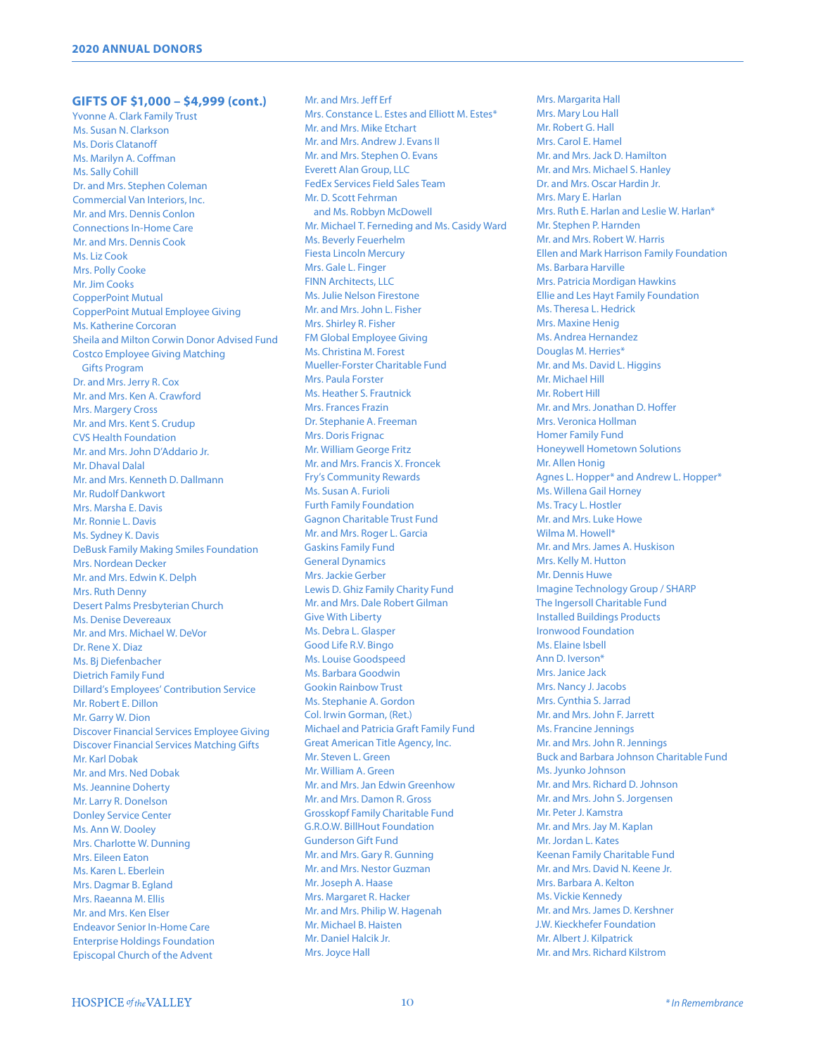## GIFTS OF $1,000 – $4,999 (cont.)

Yvonne A. Clark Family Trust
Ms. Susan N. Clarkson
Ms. Doris Clatanoff
Ms. Marilyn A. Coffman
Ms. Sally Cohill
Dr. and Mrs. Stephen Coleman
Commercial Van Interiors, Inc.
Mr. and Mrs. Dennis Conlon
Connections In-Home Care
Mr. and Mrs. Dennis Cook
Ms. Liz Cook
Mrs. Polly Cooke
Mr. Jim Cooks
CopperPoint Mutual
CopperPoint Mutual Employee Giving
Ms. Katherine Corcoran
Sheila and Milton Corwin Donor Advised Fund
Costco Employee Giving Matching Gifts Program
Dr. and Mrs. Jerry R. Cox
Mr. and Mrs. Ken A. Crawford
Mrs. Margery Cross
Mr. and Mrs. Kent S. Crudup
CVS Health Foundation
Mr. and Mrs. John D'Addario Jr.
Mr. Dhaval Dalal
Mr. and Mrs. Kenneth D. Dallmann
Mr. Rudolf Dankwort
Mrs. Marsha E. Davis
Mr. Ronnie L. Davis
Ms. Sydney K. Davis
DeBusk Family Making Smiles Foundation
Mrs. Nordean Decker
Mr. and Mrs. Edwin K. Delph
Mrs. Ruth Denny
Desert Palms Presbyterian Church
Ms. Denise Devereaux
Mr. and Mrs. Michael W. DeVor
Dr. Rene X. Diaz
Ms. Bj Diefenbacher
Dietrich Family Fund
Dillard's Employees' Contribution Service
Mr. Robert E. Dillon
Mr. Garry W. Dion
Discover Financial Services Employee Giving
Discover Financial Services Matching Gifts
Mr. Karl Dobak
Mr. and Mrs. Ned Dobak
Ms. Jeannine Doherty
Mr. Larry R. Donelson
Donley Service Center
Ms. Ann W. Dooley
Mrs. Charlotte W. Dunning
Mrs. Eileen Eaton
Ms. Karen L. Eberlein
Mrs. Dagmar B. Egland
Mrs. Raeanna M. Ellis
Mr. and Mrs. Ken Elser
Endeavor Senior In-Home Care
Enterprise Holdings Foundation
Episcopal Church of the Advent
Mr. and Mrs. Jeff Erf
Mrs. Constance L. Estes and Elliott M. Estes*
Mr. and Mrs. Mike Etchart
Mr. and Mrs. Andrew J. Evans II
Mr. and Mrs. Stephen O. Evans
Everett Alan Group, LLC
FedEx Services Field Sales Team
Mr. D. Scott Fehrman and Ms. Robbyn McDowell
Mr. Michael T. Ferneding and Ms. Casidy Ward
Ms. Beverly Feuerhelm
Fiesta Lincoln Mercury
Mrs. Gale L. Finger
FINN Architects, LLC
Ms. Julie Nelson Firestone
Mr. and Mrs. John L. Fisher
Mrs. Shirley R. Fisher
FM Global Employee Giving
Ms. Christina M. Forest
Mueller-Forster Charitable Fund
Mrs. Paula Forster
Ms. Heather S. Frautnick
Mrs. Frances Frazin
Dr. Stephanie A. Freeman
Mrs. Doris Frignac
Mr. William George Fritz
Mr. and Mrs. Francis X. Froncek
Fry's Community Rewards
Ms. Susan A. Furioli
Furth Family Foundation
Gagnon Charitable Trust Fund
Mr. and Mrs. Roger L. Garcia
Gaskins Family Fund
General Dynamics
Mrs. Jackie Gerber
Lewis D. Ghiz Family Charity Fund
Mr. and Mrs. Dale Robert Gilman
Give With Liberty
Ms. Debra L. Glasper
Good Life R.V. Bingo
Ms. Louise Goodspeed
Ms. Barbara Goodwin
Gookin Rainbow Trust
Ms. Stephanie A. Gordon
Col. Irwin Gorman, (Ret.)
Michael and Patricia Graft Family Fund
Great American Title Agency, Inc.
Mr. Steven L. Green
Mr. William A. Green
Mr. and Mrs. Jan Edwin Greenhow
Mr. and Mrs. Damon R. Gross
Grosskopf Family Charitable Fund
G.R.O.W. BillHout Foundation
Gunderson Gift Fund
Mr. and Mrs. Gary R. Gunning
Mr. and Mrs. Nestor Guzman
Mr. Joseph A. Haase
Mrs. Margaret R. Hacker
Mr. and Mrs. Philip W. Hagenah
Mr. Michael B. Haisten
Mr. Daniel Halcik Jr.
Mrs. Joyce Hall
Mrs. Margarita Hall
Mrs. Mary Lou Hall
Mr. Robert G. Hall
Mrs. Carol E. Hamel
Mr. and Mrs. Jack D. Hamilton
Mr. and Mrs. Michael S. Hanley
Dr. and Mrs. Oscar Hardin Jr.
Mrs. Mary E. Harlan
Mrs. Ruth E. Harlan and Leslie W. Harlan*
Mr. Stephen P. Harnden
Mr. and Mrs. Robert W. Harris
Ellen and Mark Harrison Family Foundation
Ms. Barbara Harville
Mrs. Patricia Mordigan Hawkins
Ellie and Les Hayt Family Foundation
Ms. Theresa L. Hedrick
Mrs. Maxine Henig
Ms. Andrea Hernandez
Douglas M. Herries*
Mr. and Ms. David L. Higgins
Mr. Michael Hill
Mr. Robert Hill
Mr. and Mrs. Jonathan D. Hoffer
Mrs. Veronica Hollman
Homer Family Fund
Honeywell Hometown Solutions
Mr. Allen Honig
Agnes L. Hopper* and Andrew L. Hopper*
Ms. Willena Gail Horney
Ms. Tracy L. Hostler
Mr. and Mrs. Luke Howe
Wilma M. Howell*
Mr. and Mrs. James A. Huskison
Mrs. Kelly M. Hutton
Mr. Dennis Huwe
Imagine Technology Group / SHARP
The Ingersoll Charitable Fund
Installed Buildings Products
Ironwood Foundation
Ms. Elaine Isbell
Ann D. Iverson*
Mrs. Janice Jack
Mrs. Nancy J. Jacobs
Mrs. Cynthia S. Jarrad
Mr. and Mrs. John F. Jarrett
Ms. Francine Jennings
Mr. and Mrs. John R. Jennings
Buck and Barbara Johnson Charitable Fund
Ms. Jyunko Johnson
Mr. and Mrs. Richard D. Johnson
Mr. and Mrs. John S. Jorgensen
Mr. Peter J. Kamstra
Mr. and Mrs. Jay M. Kaplan
Mr. Jordan L. Kates
Keenan Family Charitable Fund
Mr. and Mrs. David N. Keene Jr.
Mrs. Barbara A. Kelton
Ms. Vickie Kennedy
Mr. and Mrs. James D. Kershner
J.W. Kieckhefer Foundation
Mr. Albert J. Kilpatrick
Mr. and Mrs. Richard Kilstrom

*\* In Remembrance*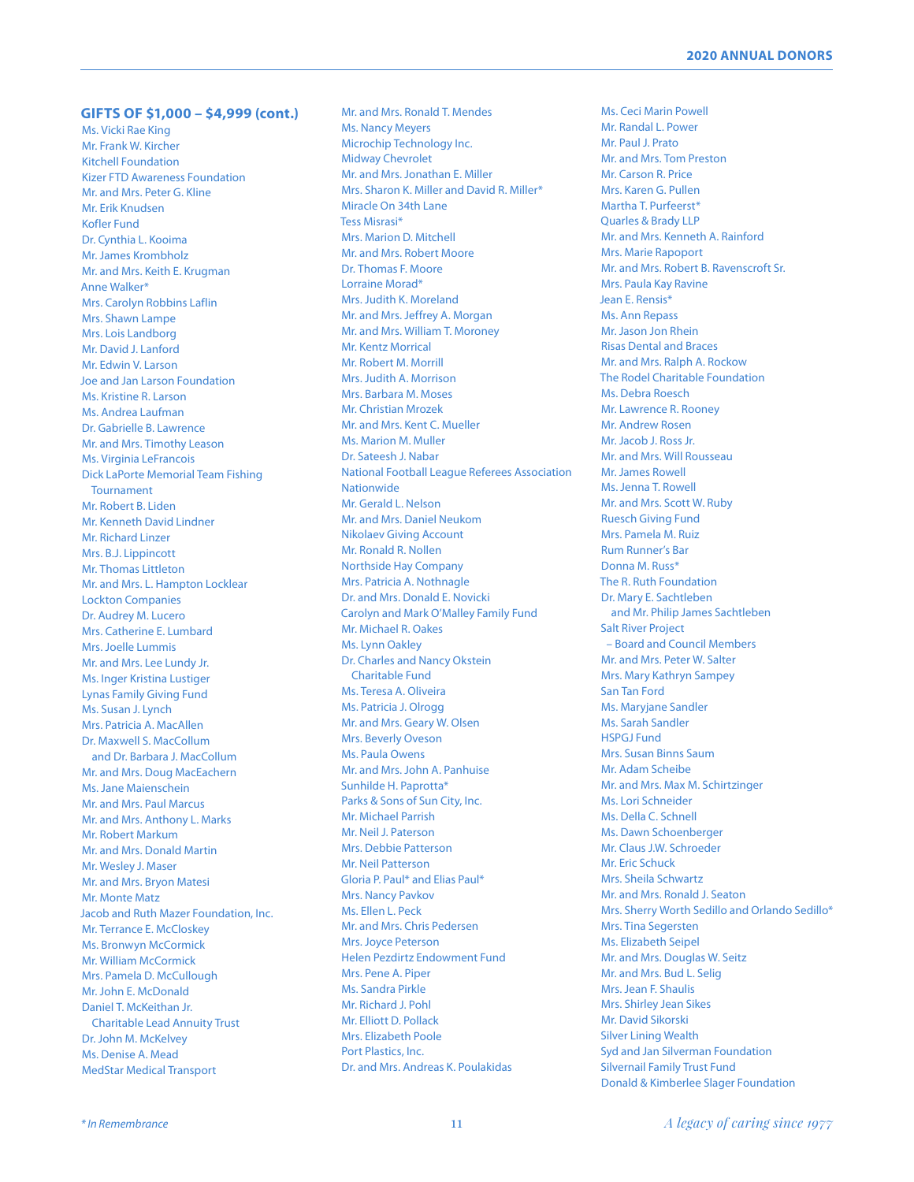## GIFTS OF $1,000 – $4,999 (cont.)

Ms. Vicki Rae King
Mr. Frank W. Kircher
Kitchell Foundation
Kizer FTD Awareness Foundation
Mr. and Mrs. Peter G. Kline
Mr. Erik Knudsen
Kofler Fund
Dr. Cynthia L. Kooima
Mr. James Krombholz
Mr. and Mrs. Keith E. Krugman
Anne Walker*
Mrs. Carolyn Robbins Laflin
Mrs. Shawn Lampe
Mrs. Lois Landborg
Mr. David J. Lanford
Mr. Edwin V. Larson
Joe and Jan Larson Foundation
Ms. Kristine R. Larson
Ms. Andrea Laufman
Dr. Gabrielle B. Lawrence
Mr. and Mrs. Timothy Leason
Ms. Virginia LeFrancois
Dick LaPorte Memorial Team Fishing Tournament
Mr. Robert B. Liden
Mr. Kenneth David Lindner
Mr. Richard Linzer
Mrs. B.J. Lippincott
Mr. Thomas Littleton
Mr. and Mrs. L. Hampton Locklear
Lockton Companies
Dr. Audrey M. Lucero
Mrs. Catherine E. Lumbard
Mrs. Joelle Lummis
Mr. and Mrs. Lee Lundy Jr.
Ms. Inger Kristina Lustiger
Lynas Family Giving Fund
Ms. Susan J. Lynch
Mrs. Patricia A. MacAllen
Dr. Maxwell S. MacCollum and Dr. Barbara J. MacCollum
Mr. and Mrs. Doug MacEachern
Ms. Jane Maienschein
Mr. and Mrs. Paul Marcus
Mr. and Mrs. Anthony L. Marks
Mr. Robert Markum
Mr. and Mrs. Donald Martin
Mr. Wesley J. Maser
Mr. and Mrs. Bryon Matesi
Mr. Monte Matz
Jacob and Ruth Mazer Foundation, Inc.
Mr. Terrance E. McCloskey
Ms. Bronwyn McCormick
Mr. William McCormick
Mrs. Pamela D. McCullough
Mr. John E. McDonald
Daniel T. McKeithan Jr. Charitable Lead Annuity Trust
Dr. John M. McKelvey
Ms. Denise A. Mead
MedStar Medical Transport
Mr. and Mrs. Ronald T. Mendes
Ms. Nancy Meyers
Microchip Technology Inc.
Midway Chevrolet
Mr. and Mrs. Jonathan E. Miller
Mrs. Sharon K. Miller and David R. Miller*
Miracle On 34th Lane
Tess Misrasi*
Mrs. Marion D. Mitchell
Mr. and Mrs. Robert Moore
Dr. Thomas F. Moore
Lorraine Morad*
Mrs. Judith K. Moreland
Mr. and Mrs. Jeffrey A. Morgan
Mr. and Mrs. William T. Moroney
Mr. Kentz Morrical
Mr. Robert M. Morrill
Mrs. Judith A. Morrison
Mrs. Barbara M. Moses
Mr. Christian Mrozek
Mr. and Mrs. Kent C. Mueller
Ms. Marion M. Muller
Dr. Sateesh J. Nabar
National Football League Referees Association
Nationwide
Mr. Gerald L. Nelson
Mr. and Mrs. Daniel Neukom
Nikolaev Giving Account
Mr. Ronald R. Nollen
Northside Hay Company
Mrs. Patricia A. Nothnagle
Dr. and Mrs. Donald E. Novicki
Carolyn and Mark O'Malley Family Fund
Mr. Michael R. Oakes
Ms. Lynn Oakley
Dr. Charles and Nancy Okstein Charitable Fund
Ms. Teresa A. Oliveira
Ms. Patricia J. Olrogg
Mr. and Mrs. Geary W. Olsen
Mrs. Beverly Oveson
Ms. Paula Owens
Mr. and Mrs. John A. Panhuise
Sunhilde H. Paprotta*
Parks & Sons of Sun City, Inc.
Mr. Michael Parrish
Mr. Neil J. Paterson
Mrs. Debbie Patterson
Mr. Neil Patterson
Gloria P. Paul* and Elias Paul*
Mrs. Nancy Pavkov
Ms. Ellen L. Peck
Mr. and Mrs. Chris Pedersen
Mrs. Joyce Peterson
Helen Pezdirtz Endowment Fund
Mrs. Pene A. Piper
Ms. Sandra Pirkle
Mr. Richard J. Pohl
Mr. Elliott D. Pollack
Mrs. Elizabeth Poole
Port Plastics, Inc.
Dr. and Mrs. Andreas K. Poulakidas
Ms. Ceci Marin Powell
Mr. Randal L. Power
Mr. Paul J. Prato
Mr. and Mrs. Tom Preston
Mr. Carson R. Price
Mrs. Karen G. Pullen
Martha T. Purfeerst*
Quarles & Brady LLP
Mr. and Mrs. Kenneth A. Rainford
Mrs. Marie Rapoport
Mr. and Mrs. Robert B. Ravenscroft Sr.
Mrs. Paula Kay Ravine
Jean E. Rensis*
Ms. Ann Repass
Mr. Jason Jon Rhein
Risas Dental and Braces
Mr. and Mrs. Ralph A. Rockow
The Rodel Charitable Foundation
Ms. Debra Roesch
Mr. Lawrence R. Rooney
Mr. Andrew Rosen
Mr. Jacob J. Ross Jr.
Mr. and Mrs. Will Rousseau
Mr. James Rowell
Ms. Jenna T. Rowell
Mr. and Mrs. Scott W. Ruby
Ruesch Giving Fund
Mrs. Pamela M. Ruiz
Rum Runner's Bar
Donna M. Russ*
The R. Ruth Foundation
Dr. Mary E. Sachtleben and Mr. Philip James Sachtleben
Salt River Project – Board and Council Members
Mr. and Mrs. Peter W. Salter
Mrs. Mary Kathryn Sampey
San Tan Ford
Ms. Maryjane Sandler
Ms. Sarah Sandler
HSPGJ Fund
Mrs. Susan Binns Saum
Mr. Adam Scheibe
Mr. and Mrs. Max M. Schirtzinger
Ms. Lori Schneider
Ms. Della C. Schnell
Ms. Dawn Schoenberger
Mr. Claus J.W. Schroeder
Mr. Eric Schuck
Mrs. Sheila Schwartz
Mr. and Mrs. Ronald J. Seaton
Mrs. Sherry Worth Sedillo and Orlando Sedillo*
Mrs. Tina Segersten
Ms. Elizabeth Seipel
Mr. and Mrs. Douglas W. Seitz
Mr. and Mrs. Bud L. Selig
Mrs. Jean F. Shaulis
Mrs. Shirley Jean Sikes
Mr. David Sikorski
Silver Lining Wealth
Syd and Jan Silverman Foundation
Silvernail Family Trust Fund
Donald & Kimberlee Slager Foundation

*\* In Remembrance*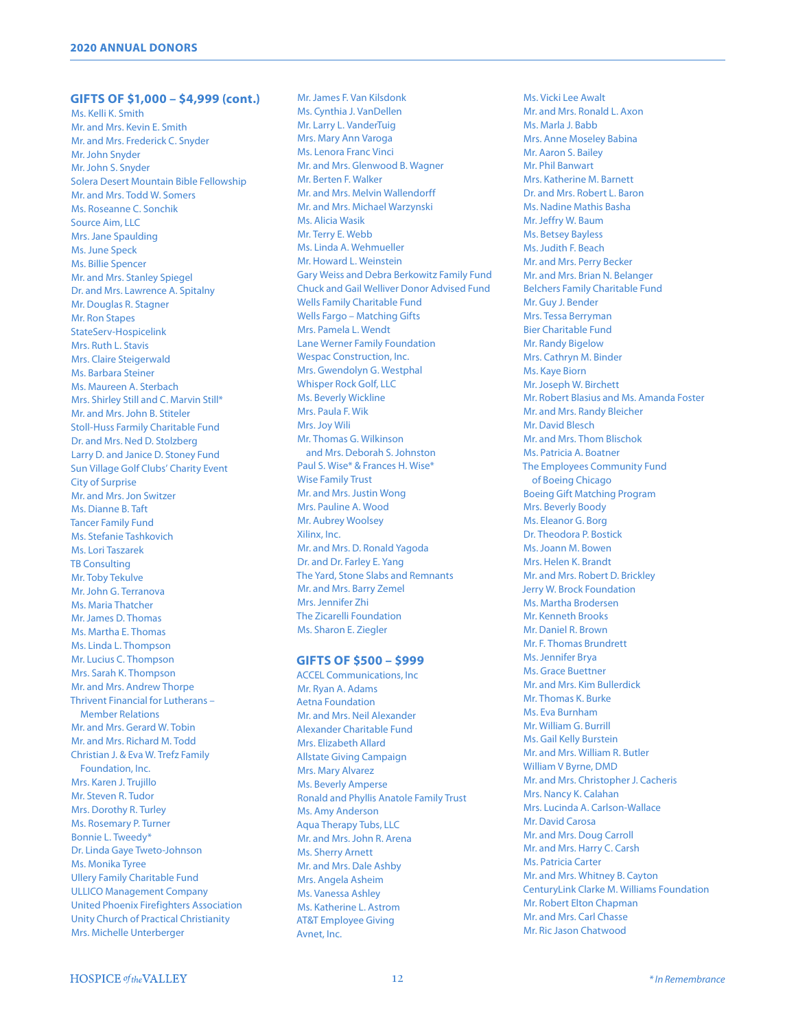## GIFTS OF $1,000 – $4,999 (cont.)

Ms. Kelli K. Smith
Mr. and Mrs. Kevin E. Smith
Mr. and Mrs. Frederick C. Snyder
Mr. John Snyder
Mr. John S. Snyder
Solera Desert Mountain Bible Fellowship
Mr. and Mrs. Todd W. Somers
Ms. Roseanne C. Sonchik
Source Aim, LLC
Mrs. Jane Spaulding
Ms. June Speck
Ms. Billie Spencer
Mr. and Mrs. Stanley Spiegel
Dr. and Mrs. Lawrence A. Spitalny
Mr. Douglas R. Stagner
Mr. Ron Stapes
StateServ-Hospicelink
Mrs. Ruth L. Stavis
Mrs. Claire Steigerwald
Ms. Barbara Steiner
Ms. Maureen A. Sterbach
Mrs. Shirley Still and C. Marvin Still*
Mr. and Mrs. John B. Stiteler
Stoll-Huss Farmily Charitable Fund
Dr. and Mrs. Ned D. Stolzberg
Larry D. and Janice D. Stoney Fund
Sun Village Golf Clubs' Charity Event
City of Surprise
Mr. and Mrs. Jon Switzer
Ms. Dianne B. Taft
Tancer Family Fund
Ms. Stefanie Tashkovich
Ms. Lori Taszarek
TB Consulting
Mr. Toby Tekulve
Mr. John G. Terranova
Ms. Maria Thatcher
Mr. James D. Thomas
Ms. Martha E. Thomas
Ms. Linda L. Thompson
Mr. Lucius C. Thompson
Mrs. Sarah K. Thompson
Mr. and Mrs. Andrew Thorpe
Thrivent Financial for Lutherans – Member Relations
Mr. and Mrs. Gerard W. Tobin
Mr. and Mrs. Richard M. Todd
Christian J. & Eva W. Trefz Family Foundation, Inc.
Mrs. Karen J. Trujillo
Mr. Steven R. Tudor
Mrs. Dorothy R. Turley
Ms. Rosemary P. Turner
Bonnie L. Tweedy*
Dr. Linda Gaye Tweto-Johnson
Ms. Monika Tyree
Ullery Family Charitable Fund
ULLICO Management Company
United Phoenix Firefighters Association
Unity Church of Practical Christianity
Mrs. Michelle Unterberger
Mr. James F. Van Kilsdonk
Ms. Cynthia J. VanDellen
Mr. Larry L. VanderTuig
Mrs. Mary Ann Varoga
Ms. Lenora Franc Vinci
Mr. and Mrs. Glenwood B. Wagner
Mr. Berten F. Walker
Mr. and Mrs. Melvin Wallendorff
Mr. and Mrs. Michael Warzynski
Ms. Alicia Wasik
Mr. Terry E. Webb
Ms. Linda A. Wehmueller
Mr. Howard L. Weinstein
Gary Weiss and Debra Berkowitz Family Fund
Chuck and Gail Welliver Donor Advised Fund
Wells Family Charitable Fund
Wells Fargo – Matching Gifts
Mrs. Pamela L. Wendt
Lane Werner Family Foundation
Wespac Construction, Inc.
Mrs. Gwendolyn G. Westphal
Whisper Rock Golf, LLC
Ms. Beverly Wickline
Mrs. Paula F. Wik
Mrs. Joy Wili
Mr. Thomas G. Wilkinson and Mrs. Deborah S. Johnston
Paul S. Wise* & Frances H. Wise*
Wise Family Trust
Mr. and Mrs. Justin Wong
Mrs. Pauline A. Wood
Mr. Aubrey Woolsey
Xilinx, Inc.
Mr. and Mrs. D. Ronald Yagoda
Dr. and Dr. Farley E. Yang
The Yard, Stone Slabs and Remnants
Mr. and Mrs. Barry Zemel
Mrs. Jennifer Zhi
The Zicarelli Foundation
Ms. Sharon E. Ziegler

## GIFTS OF $500 – $999

ACCEL Communications, Inc
Mr. Ryan A. Adams
Aetna Foundation
Mr. and Mrs. Neil Alexander
Alexander Charitable Fund
Mrs. Elizabeth Allard
Allstate Giving Campaign
Mrs. Mary Alvarez
Ms. Beverly Amperse
Ronald and Phyllis Anatole Family Trust
Ms. Amy Anderson
Aqua Therapy Tubs, LLC
Mr. and Mrs. John R. Arena
Ms. Sherry Arnett
Mr. and Mrs. Dale Ashby
Mrs. Angela Asheim
Ms. Vanessa Ashley
Ms. Katherine L. Astrom
AT&T Employee Giving
Avnet, Inc.
Ms. Vicki Lee Awalt
Mr. and Mrs. Ronald L. Axon
Ms. Marla J. Babb
Mrs. Anne Moseley Babina
Mr. Aaron S. Bailey
Mr. Phil Banwart
Mrs. Katherine M. Barnett
Dr. and Mrs. Robert L. Baron
Ms. Nadine Mathis Basha
Mr. Jeffry W. Baum
Ms. Betsey Bayless
Ms. Judith F. Beach
Mr. and Mrs. Perry Becker
Mr. and Mrs. Brian N. Belanger
Belchers Family Charitable Fund
Mr. Guy J. Bender
Mrs. Tessa Berryman
Bier Charitable Fund
Mr. Randy Bigelow
Mrs. Cathryn M. Binder
Ms. Kaye Biorn
Mr. Joseph W. Birchett
Mr. Robert Blasius and Ms. Amanda Foster
Mr. and Mrs. Randy Bleicher
Mr. David Blesch
Mr. and Mrs. Thom Blischok
Ms. Patricia A. Boatner
The Employees Community Fund of Boeing Chicago
Boeing Gift Matching Program
Mrs. Beverly Boody
Ms. Eleanor G. Borg
Dr. Theodora P. Bostick
Ms. Joann M. Bowen
Mrs. Helen K. Brandt
Mr. and Mrs. Robert D. Brickley
Jerry W. Brock Foundation
Ms. Martha Brodersen
Mr. Kenneth Brooks
Mr. Daniel R. Brown
Mr. F. Thomas Brundrett
Ms. Jennifer Brya
Ms. Grace Buettner
Mr. and Mrs. Kim Bullerdick
Mr. Thomas K. Burke
Ms. Eva Burnham
Mr. William G. Burrill
Ms. Gail Kelly Burstein
Mr. and Mrs. William R. Butler
William V Byrne, DMD
Mr. and Mrs. Christopher J. Cacheris
Mrs. Nancy K. Calahan
Mrs. Lucinda A. Carlson-Wallace
Mr. David Carosa
Mr. and Mrs. Doug Carroll
Mr. and Mrs. Harry C. Carsh
Ms. Patricia Carter
Mr. and Mrs. Whitney B. Cayton
CenturyLink Clarke M. Williams Foundation
Mr. Robert Elton Chapman
Mr. and Mrs. Carl Chasse
Mr. Ric Jason Chatwood

*\* In Remembrance*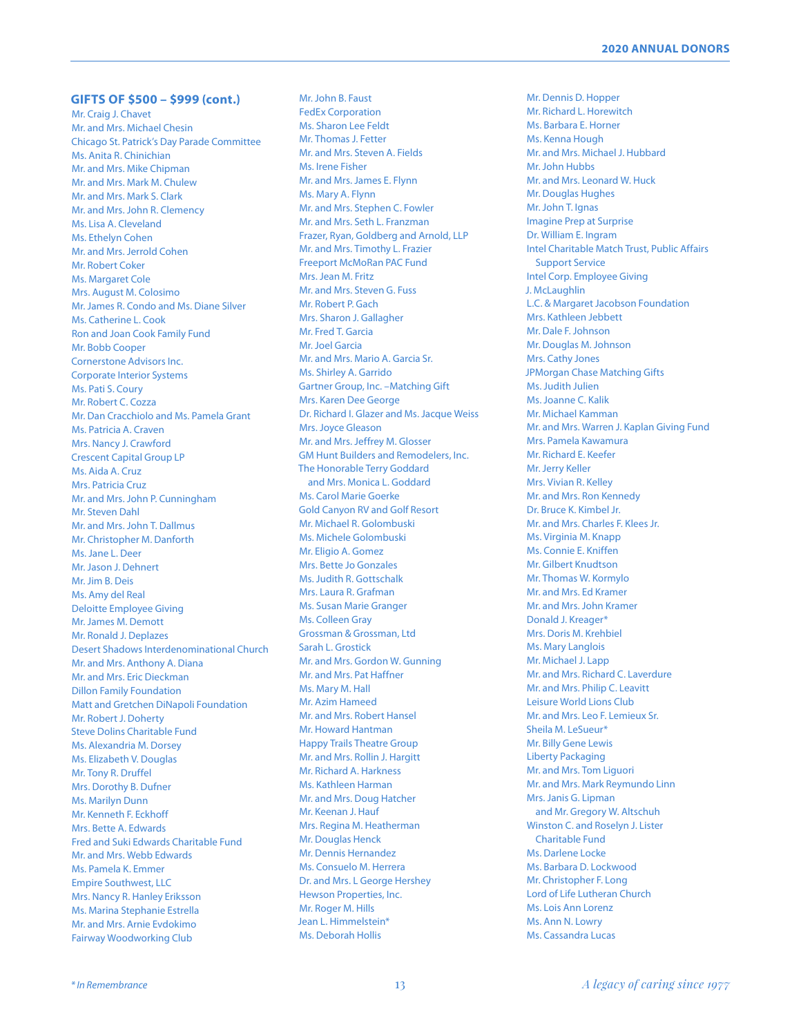## GIFTS OF $500 – $999 (cont.)

Mr. Craig J. Chavet
Mr. and Mrs. Michael Chesin
Chicago St. Patrick's Day Parade Committee
Ms. Anita R. Chinichian
Mr. and Mrs. Mike Chipman
Mr. and Mrs. Mark M. Chulew
Mr. and Mrs. Mark S. Clark
Mr. and Mrs. John R. Clemency
Ms. Lisa A. Cleveland
Ms. Ethelyn Cohen
Mr. and Mrs. Jerrold Cohen
Mr. Robert Coker
Ms. Margaret Cole
Mrs. August M. Colosimo
Mr. James R. Condo and Ms. Diane Silver
Ms. Catherine L. Cook
Ron and Joan Cook Family Fund
Mr. Bobb Cooper
Cornerstone Advisors Inc.
Corporate Interior Systems
Ms. Pati S. Coury
Mr. Robert C. Cozza
Mr. Dan Cracchiolo and Ms. Pamela Grant
Ms. Patricia A. Craven
Mrs. Nancy J. Crawford
Crescent Capital Group LP
Ms. Aida A. Cruz
Mrs. Patricia Cruz
Mr. and Mrs. John P. Cunningham
Mr. Steven Dahl
Mr. and Mrs. John T. Dallmus
Mr. Christopher M. Danforth
Ms. Jane L. Deer
Mr. Jason J. Dehnert
Mr. Jim B. Deis
Ms. Amy del Real
Deloitte Employee Giving
Mr. James M. Demott
Mr. Ronald J. Deplazes
Desert Shadows Interdenominational Church
Mr. and Mrs. Anthony A. Diana
Mr. and Mrs. Eric Dieckman
Dillon Family Foundation
Matt and Gretchen DiNapoli Foundation
Mr. Robert J. Doherty
Steve Dolins Charitable Fund
Ms. Alexandria M. Dorsey
Ms. Elizabeth V. Douglas
Mr. Tony R. Druffel
Mrs. Dorothy B. Dufner
Ms. Marilyn Dunn
Mr. Kenneth F. Eckhoff
Mrs. Bette A. Edwards
Fred and Suki Edwards Charitable Fund
Mr. and Mrs. Webb Edwards
Ms. Pamela K. Emmer
Empire Southwest, LLC
Mrs. Nancy R. Hanley Eriksson
Ms. Marina Stephanie Estrella
Mr. and Mrs. Arnie Evdokimo
Fairway Woodworking Club
Mr. John B. Faust
FedEx Corporation
Ms. Sharon Lee Feldt
Mr. Thomas J. Fetter
Mr. and Mrs. Steven A. Fields
Ms. Irene Fisher
Mr. and Mrs. James E. Flynn
Ms. Mary A. Flynn
Mr. and Mrs. Stephen C. Fowler
Mr. and Mrs. Seth L. Franzman
Frazer, Ryan, Goldberg and Arnold, LLP
Mr. and Mrs. Timothy L. Frazier
Freeport McMoRan PAC Fund
Mrs. Jean M. Fritz
Mr. and Mrs. Steven G. Fuss
Mr. Robert P. Gach
Mrs. Sharon J. Gallagher
Mr. Fred T. Garcia
Mr. Joel Garcia
Mr. and Mrs. Mario A. Garcia Sr.
Ms. Shirley A. Garrido
Gartner Group, Inc. –Matching Gift
Mrs. Karen Dee George
Dr. Richard I. Glazer and Ms. Jacque Weiss
Mrs. Joyce Gleason
Mr. and Mrs. Jeffrey M. Glosser
GM Hunt Builders and Remodelers, Inc.
The Honorable Terry Goddard and Mrs. Monica L. Goddard
Ms. Carol Marie Goerke
Gold Canyon RV and Golf Resort
Mr. Michael R. Golombuski
Ms. Michele Golombuski
Mr. Eligio A. Gomez
Mrs. Bette Jo Gonzales
Ms. Judith R. Gottschalk
Mrs. Laura R. Grafman
Ms. Susan Marie Granger
Ms. Colleen Gray
Grossman & Grossman, Ltd
Sarah L. Grostick
Mr. and Mrs. Gordon W. Gunning
Mr. and Mrs. Pat Haffner
Ms. Mary M. Hall
Mr. Azim Hameed
Mr. and Mrs. Robert Hansel
Mr. Howard Hantman
Happy Trails Theatre Group
Mr. and Mrs. Rollin J. Hargitt
Mr. Richard A. Harkness
Ms. Kathleen Harman
Mr. and Mrs. Doug Hatcher
Mr. Keenan J. Hauf
Mrs. Regina M. Heatherman
Mr. Douglas Henck
Mr. Dennis Hernandez
Ms. Consuelo M. Herrera
Dr. and Mrs. L George Hershey
Hewson Properties, Inc.
Mr. Roger M. Hills
Jean L. Himmelstein*
Ms. Deborah Hollis
Mr. Dennis D. Hopper
Mr. Richard L. Horewitch
Ms. Barbara E. Horner
Ms. Kenna Hough
Mr. and Mrs. Michael J. Hubbard
Mr. John Hubbs
Mr. and Mrs. Leonard W. Huck
Mr. Douglas Hughes
Mr. John T. Ignas
Imagine Prep at Surprise
Dr. William E. Ingram
Intel Charitable Match Trust, Public Affairs Support Service
Intel Corp. Employee Giving
J. McLaughlin
L.C. & Margaret Jacobson Foundation
Mrs. Kathleen Jebbett
Mr. Dale F. Johnson
Mr. Douglas M. Johnson
Mrs. Cathy Jones
JPMorgan Chase Matching Gifts
Ms. Judith Julien
Ms. Joanne C. Kalik
Mr. Michael Kamman
Mr. and Mrs. Warren J. Kaplan Giving Fund
Mrs. Pamela Kawamura
Mr. Richard E. Keefer
Mr. Jerry Keller
Mrs. Vivian R. Kelley
Mr. and Mrs. Ron Kennedy
Dr. Bruce K. Kimbel Jr.
Mr. and Mrs. Charles F. Klees Jr.
Ms. Virginia M. Knapp
Ms. Connie E. Kniffen
Mr. Gilbert Knudtson
Mr. Thomas W. Kormylo
Mr. and Mrs. Ed Kramer
Mr. and Mrs. John Kramer
Donald J. Kreager*
Mrs. Doris M. Krehbiel
Ms. Mary Langlois
Mr. Michael J. Lapp
Mr. and Mrs. Richard C. Laverdure
Mr. and Mrs. Philip C. Leavitt
Leisure World Lions Club
Mr. and Mrs. Leo F. Lemieux Sr.
Sheila M. LeSueur*
Mr. Billy Gene Lewis
Liberty Packaging
Mr. and Mrs. Tom Liguori
Mr. and Mrs. Mark Reymundo Linn
Mrs. Janis G. Lipman and Mr. Gregory W. Altschuh
Winston C. and Roselyn J. Lister Charitable Fund
Ms. Darlene Locke
Ms. Barbara D. Lockwood
Mr. Christopher F. Long
Lord of Life Lutheran Church
Ms. Lois Ann Lorenz
Ms. Ann N. Lowry
Ms. Cassandra Lucas

*\* In Remembrance*

*A legacy of caring since 1977*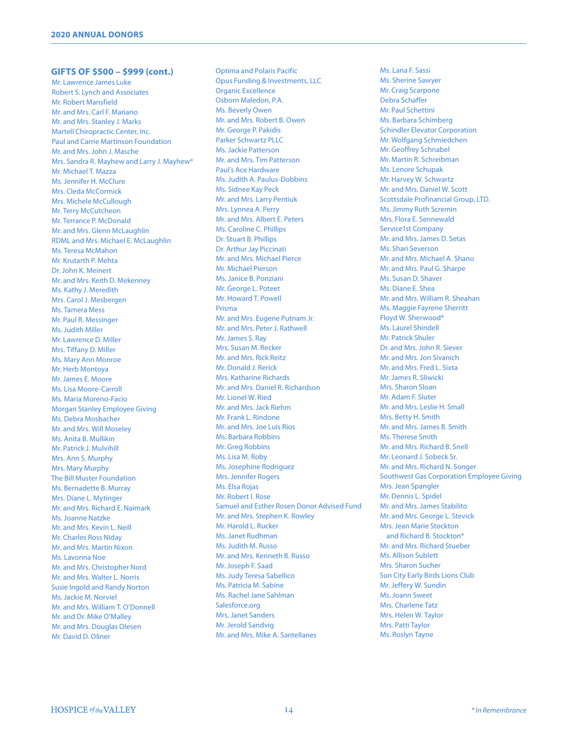## GIFTS OF $500 – $999 (cont.)

Mr. Lawrence James Luke
Robert S. Lynch and Associates
Mr. Robert Mansfield
Mr. and Mrs. Carl F. Mariano
Mr. and Mrs. Stanley J. Marks
Martell Chiropractic Center, Inc.
Paul and Carrie Martinson Foundation
Mr. and Mrs. John J. Masche
Mrs. Sandra R. Mayhew and Larry J. Mayhew*
Mr. Michael T. Mazza
Ms. Jennifer H. McClure
Mrs. Cleda McCormick
Mrs. Michele McCullough
Mr. Terry McCutcheon
Mr. Terrance P. McDonald
Mr. and Mrs. Glenn McLaughlin
RDML and Mrs. Michael E. McLaughlin
Ms. Teresa McMahon
Mr. Krutarth P. Mehta
Dr. John K. Meinert
Mr. and Mrs. Keith D. Mekenney
Ms. Kathy J. Meredith
Mrs. Carol J. Mesbergen
Ms. Tamera Mess
Mr. Paul R. Messinger
Ms. Judith Miller
Mr. Lawrence D. Miller
Mrs. Tiffany D. Miller
Ms. Mary Ann Monroe
Mr. Herb Montoya
Mr. James E. Moore
Ms. Lisa Moore-Carroll
Ms. Maria Moreno-Facio
Morgan Stanley Employee Giving
Ms. Debra Mosbacher
Mr. and Mrs. Will Moseley
Ms. Anita B. Mullikin
Mr. Patrick J. Mulvihill
Mrs. Ann S. Murphy
Mrs. Mary Murphy
The Bill Muster Foundation
Ms. Bernadette B. Murray
Mrs. Diane L. Mytinger
Mr. and Mrs. Richard E. Naimark
Ms. Joanne Natzke
Mr. and Mrs. Kevin L. Neill
Mr. Charles Ross Niday
Mr. and Mrs. Martin Nixon
Ms. Lavonna Noe
Mr. and Mrs. Christopher Nord
Mr. and Mrs. Walter L. Norris
Susie Ingold and Randy Norton
Ms. Jackie M. Norviel
Mr. and Mrs. William T. O'Donnell
Mr. and Dr. Mike O'Malley
Mr. and Mrs. Douglas Olesen
Mr. David D. Oliner
Optima and Polaris Pacific
Opus Funding & Investments, LLC
Organic Excellence
Osborn Maledon, P.A.
Ms. Beverly Owen
Mr. and Mrs. Robert B. Owen
Mr. George P. Pakidis
Parker Schwartz PLLC
Ms. Jackie Patterson
Mr. and Mrs. Tim Patterson
Paul's Ace Hardware
Ms. Judith A. Paulus-Dobbins
Ms. Sidnee Kay Peck
Mr. and Mrs. Larry Pentiuk
Mrs. Lynnea A. Perry
Mr. and Mrs. Albert E. Peters
Ms. Caroline C. Phillips
Dr. Stuart B. Phillips
Dr. Arthur Jay Piccinati
Mr. and Mrs. Michael Pierce
Mr. Michael Pierson
Ms. Janice B. Ponziani
Mr. George L. Poteet
Mr. Howard T. Powell
Prisma
Mr. and Mrs. Eugene Putnam Jr.
Mr. and Mrs. Peter J. Rathwell
Mr. James S. Ray
Mrs. Susan M. Recker
Mr. and Mrs. Rick Reitz
Mr. Donald J. Rerick
Mrs. Katharine Richards
Mr. and Mrs. Daniel R. Richardson
Mr. Lionel W. Ried
Mr. and Mrs. Jack Riehm
Mr. Frank L. Rindone
Mr. and Mrs. Joe Luis Rios
Ms. Barbara Robbins
Mr. Greg Robbins
Ms. Lisa M. Roby
Ms. Josephine Rodriguez
Mrs. Jennifer Rogers
Ms. Elsa Rojas
Mr. Robert I. Rose
Samuel and Esther Rosen Donor Advised Fund
Mr. and Mrs. Stephen K. Rowley
Mr. Harold L. Rucker
Ms. Janet Rudhman
Ms. Judith M. Russo
Mr. and Mrs. Kenneth B. Russo
Mr. Joseph F. Saad
Ms. Judy Teresa Sabellico
Ms. Patricia M. Sabine
Ms. Rachel Jane Sahlman
Salesforce.org
Mrs. Janet Sanders
Mr. Jerold Sandvig
Mr. and Mrs. Mike A. Santellanes
Ms. Lana F. Sassi
Ms. Sherine Sawyer
Mr. Craig Scarpone
Debra Schaffer
Mr. Paul Schettini
Ms. Barbara Schimberg
Schindler Elevator Corporation
Mr. Wolfgang Schmiedchen
Mr. Geoffrey Schnabel
Mr. Martin R. Schreibman
Ms. Lenore Schupak
Mr. Harvey W. Schwartz
Mr. and Mrs. Daniel W. Scott
Scottsdale Profinancial Group, LTD.
Ms. Jimmy Ruth Scremin
Mrs. Flora E. Sennewald
Service1st Company
Mr. and Mrs. James D. Setas
Ms. Shari Severson
Mr. and Mrs. Michael A. Shano
Mr. and Mrs. Paul G. Sharpe
Ms. Susan D. Shaver
Ms. Diane E. Shea
Mr. and Mrs. William R. Sheahan
Ms. Maggie Fayrene Sherritt
Floyd W. Sherwood*
Ms. Laurel Shindell
Mr. Patrick Shuler
Dr. and Mrs. John R. Siever
Mr. and Mrs. Jon Sivanich
Mr. and Mrs. Fred L. Sixta
Mr. James R. Sliwicki
Mrs. Sharon Sloan
Mr. Adam F. Sluter
Mr. and Mrs. Leslie H. Small
Mrs. Betty H. Smith
Mr. and Mrs. James B. Smith
Ms. Therese Smith
Mr. and Mrs. Richard B. Snell
Mr. Leonard J. Sobeck Sr.
Mr. and Mrs. Richard N. Songer
Southwest Gas Corporation Employee Giving
Mrs. Jean Spangler
Mr. Dennis L. Spidel
Mr. and Mrs. James Stabilito
Mr. and Mrs. George L. Stevick
Mrs. Jean Marie Stockton and Richard B. Stockton*
Mr. and Mrs. Richard Stueber
Ms. Allison Sublett
Mrs. Sharon Sucher
Sun City Early Birds Lions Club
Mr. Jeffery W. Sundin
Ms. Joann Sweet
Mrs. Charlene Tatz
Mrs. Helen W. Taylor
Mrs. Patti Taylor
Ms. Roslyn Tayne

*\* In Remembrance*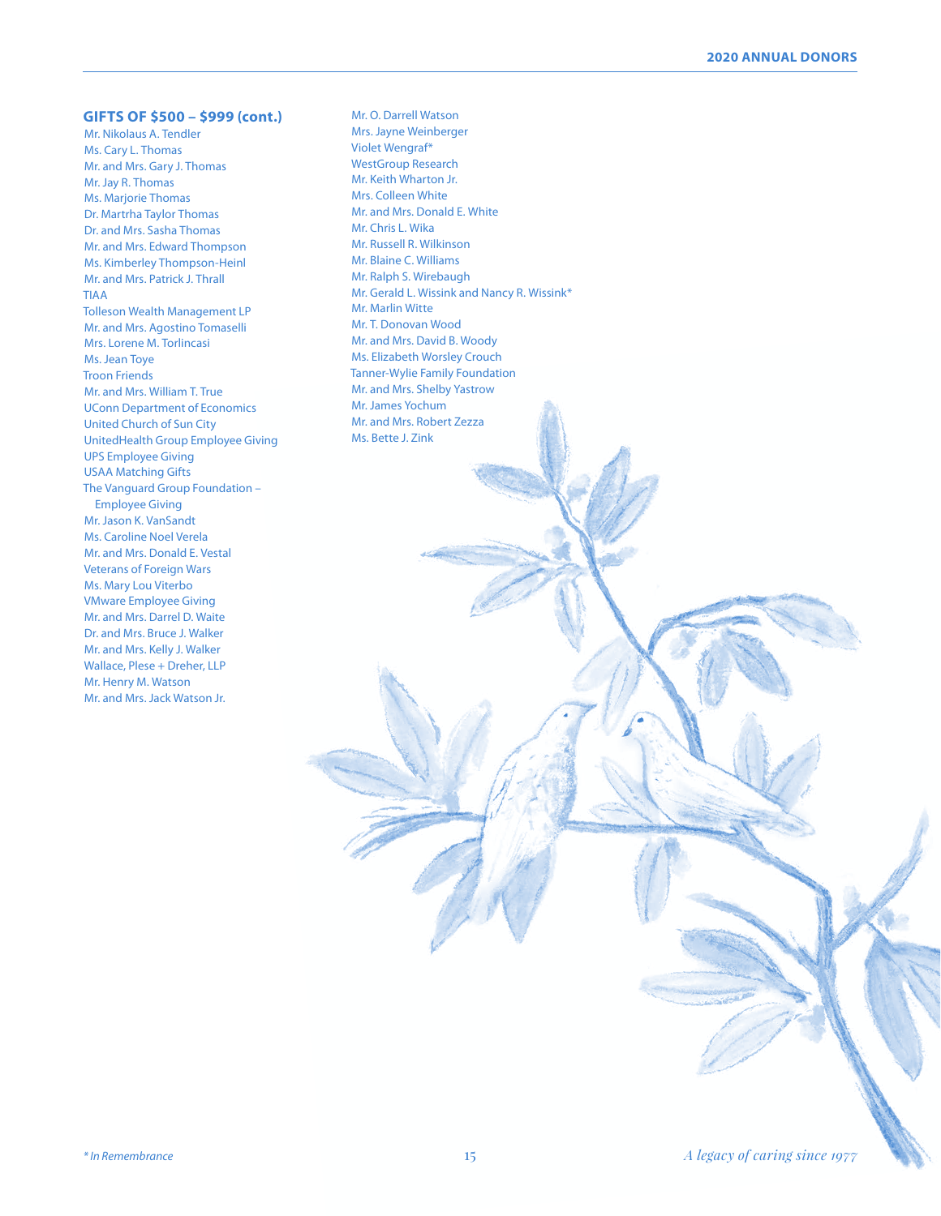## GIFTS OF $500 – $999 (cont.)

Mr. Nikolaus A. Tendler
Ms. Cary L. Thomas
Mr. and Mrs. Gary J. Thomas
Mr. Jay R. Thomas
Ms. Marjorie Thomas
Dr. Martrha Taylor Thomas
Dr. and Mrs. Sasha Thomas
Mr. and Mrs. Edward Thompson
Ms. Kimberley Thompson-Heinl
Mr. and Mrs. Patrick J. Thrall
TIAA
Tolleson Wealth Management LP
Mr. and Mrs. Agostino Tomaselli
Mrs. Lorene M. Torlincasi
Ms. Jean Toye
Troon Friends
Mr. and Mrs. William T. True
UConn Department of Economics
United Church of Sun City
UnitedHealth Group Employee Giving
UPS Employee Giving
USAA Matching Gifts
The Vanguard Group Foundation – Employee Giving
Mr. Jason K. VanSandt
Ms. Caroline Noel Verela
Mr. and Mrs. Donald E. Vestal
Veterans of Foreign Wars
Ms. Mary Lou Viterbo
VMware Employee Giving
Mr. and Mrs. Darrel D. Waite
Dr. and Mrs. Bruce J. Walker
Mr. and Mrs. Kelly J. Walker
Wallace, Plese + Dreher, LLP
Mr. Henry M. Watson
Mr. and Mrs. Jack Watson Jr.
Mr. O. Darrell Watson
Mrs. Jayne Weinberger
Violet Wengraf*
WestGroup Research
Mr. Keith Wharton Jr.
Mrs. Colleen White
Mr. and Mrs. Donald E. White
Mr. Chris L. Wika
Mr. Russell R. Wilkinson
Mr. Blaine C. Williams
Mr. Ralph S. Wirebaugh
Mr. Gerald L. Wissink and Nancy R. Wissink*
Mr. Marlin Witte
Mr. T. Donovan Wood
Mr. and Mrs. David B. Woody
Ms. Elizabeth Worsley Crouch
Tanner-Wylie Family Foundation
Mr. and Mrs. Shelby Yastrow
Mr. James Yochum
Mr. and Mrs. Robert Zezza
Ms. Bette J. Zink

*\* In Remembrance*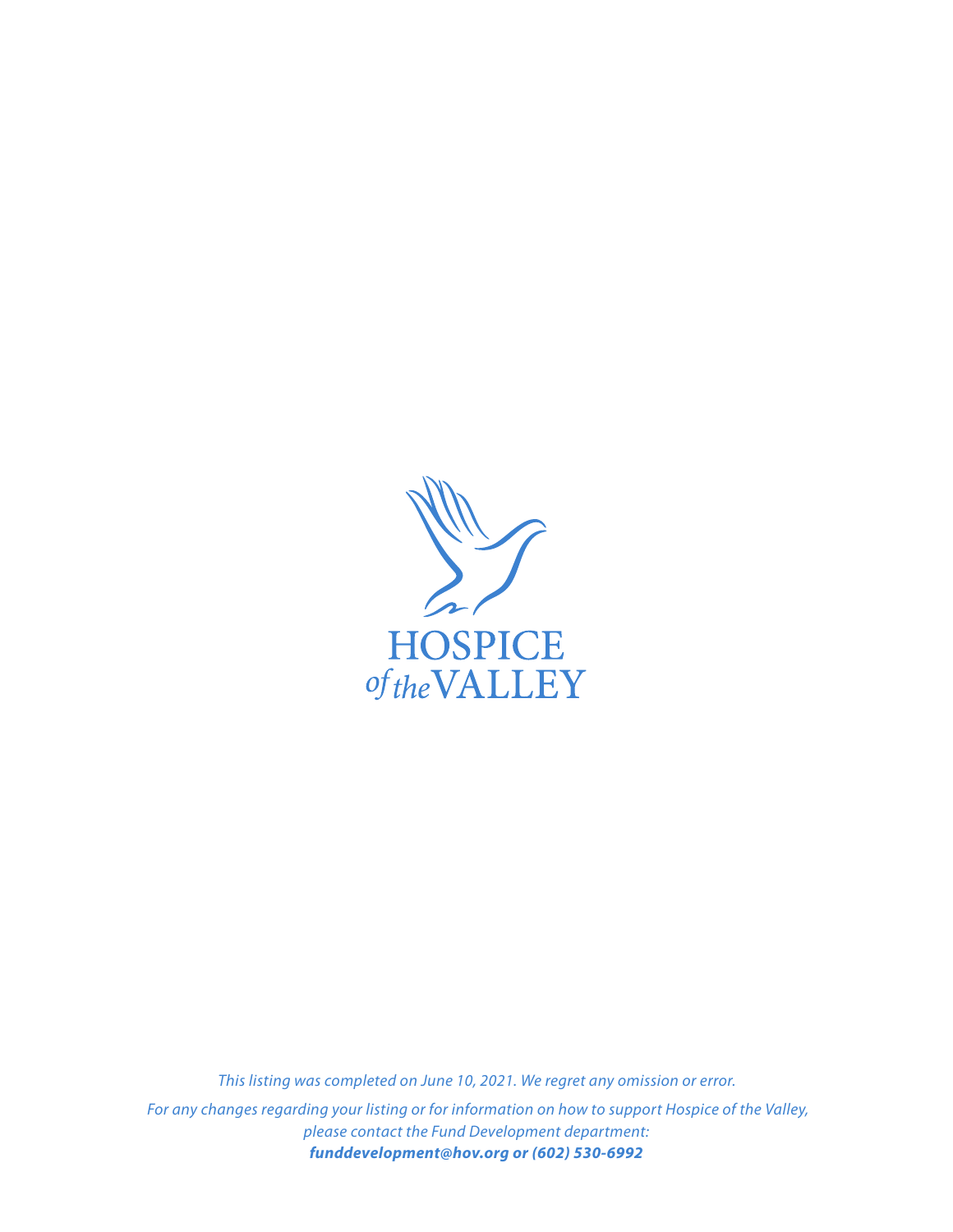HOSPICE
*of the* VALLEY

*This listing was completed on June 10, 2021. We regret any omission or error.*

*For any changes regarding your listing or for information on how to support Hospice of the Valley, please contact the Fund Development department:*
***funddevelopment@hov.org or (602) 530-6992***